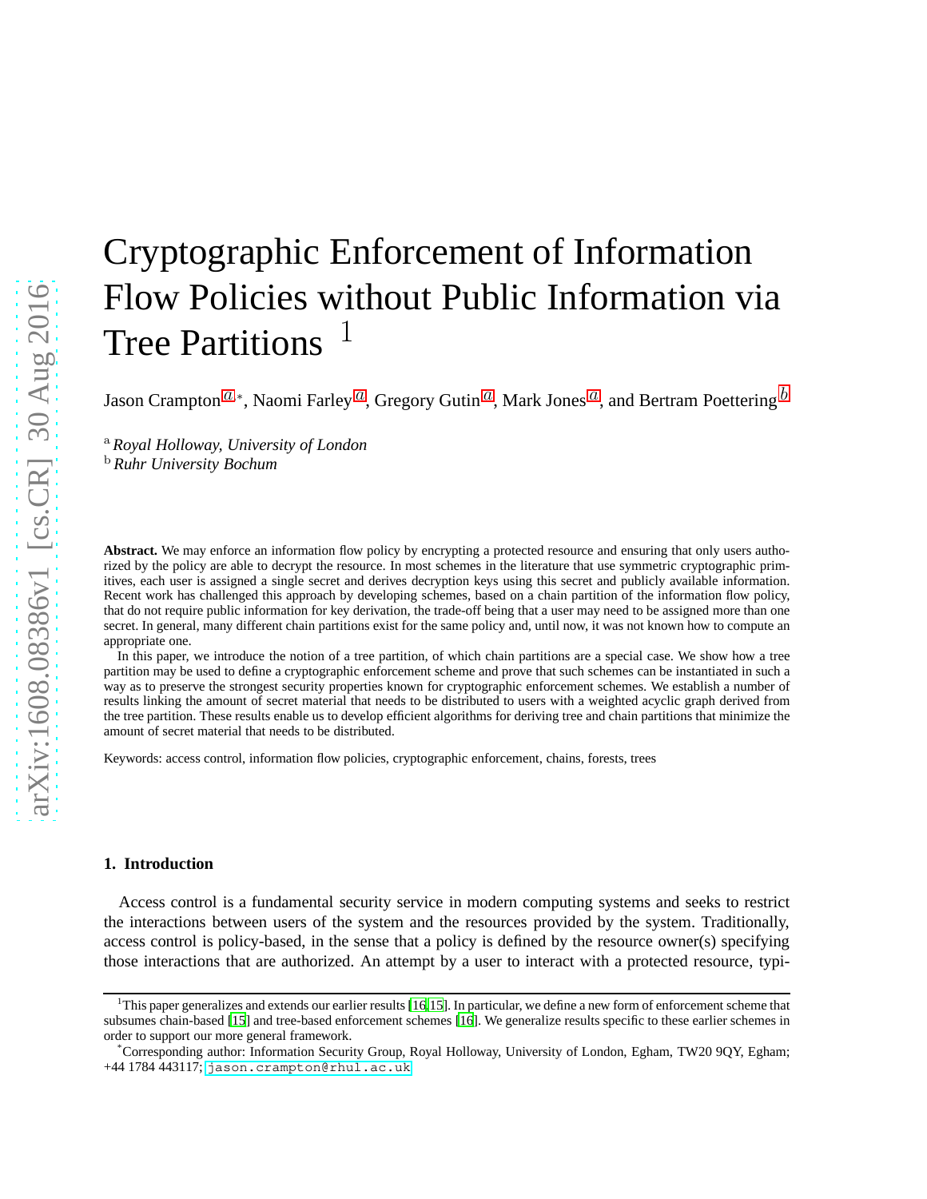# Cryptographic Enforcement of Information Flow Policies without Public Information via Tree Partitions [1]

Jason Crampton[a]*, Naomi Farley[a], Gregory Gutin[a], Mark Jones[a], and Bertram Poettering[b]

[a] *Royal Holloway, University of London*
[b] *Ruhr University Bochum*

**Abstract.** We may enforce an information flow policy by encrypting a protected resource and ensuring that only users authorized by the policy are able to decrypt the resource. In most schemes in the literature that use symmetric cryptographic primitives, each user is assigned a single secret and derives decryption keys using this secret and publicly available information. Recent work has challenged this approach by developing schemes, based on a chain partition of the information flow policy, that do not require public information for key derivation, the trade-off being that a user may need to be assigned more than one secret. In general, many different chain partitions exist for the same policy and, until now, it was not known how to compute an appropriate one.

In this paper, we introduce the notion of a tree partition, of which chain partitions are a special case. We show how a tree partition may be used to define a cryptographic enforcement scheme and prove that such schemes can be instantiated in such a way as to preserve the strongest security properties known for cryptographic enforcement schemes. We establish a number of results linking the amount of secret material that needs to be distributed to users with a weighted acyclic graph derived from the tree partition. These results enable us to develop efficient algorithms for deriving tree and chain partitions that minimize the amount of secret material that needs to be distributed.

Keywords: access control, information flow policies, cryptographic enforcement, chains, forests, trees

## 1. Introduction

Access control is a fundamental security service in modern computing systems and seeks to restrict the interactions between users of the system and the resources provided by the system. Traditionally, access control is policy-based, in the sense that a policy is defined by the resource owner(s) specifying those interactions that are authorized. An attempt by a user to interact with a protected resource, typi-

---

[1] This paper generalizes and extends our earlier results [16,15]. In particular, we define a new form of enforcement scheme that subsumes chain-based [15] and tree-based enforcement schemes [16]. We generalize results specific to these earlier schemes in order to support our more general framework.

*Corresponding author: Information Security Group, Royal Holloway, University of London, Egham, TW20 9QY, Egham; +44 1784 443117; jason.crampton@rhul.ac.uk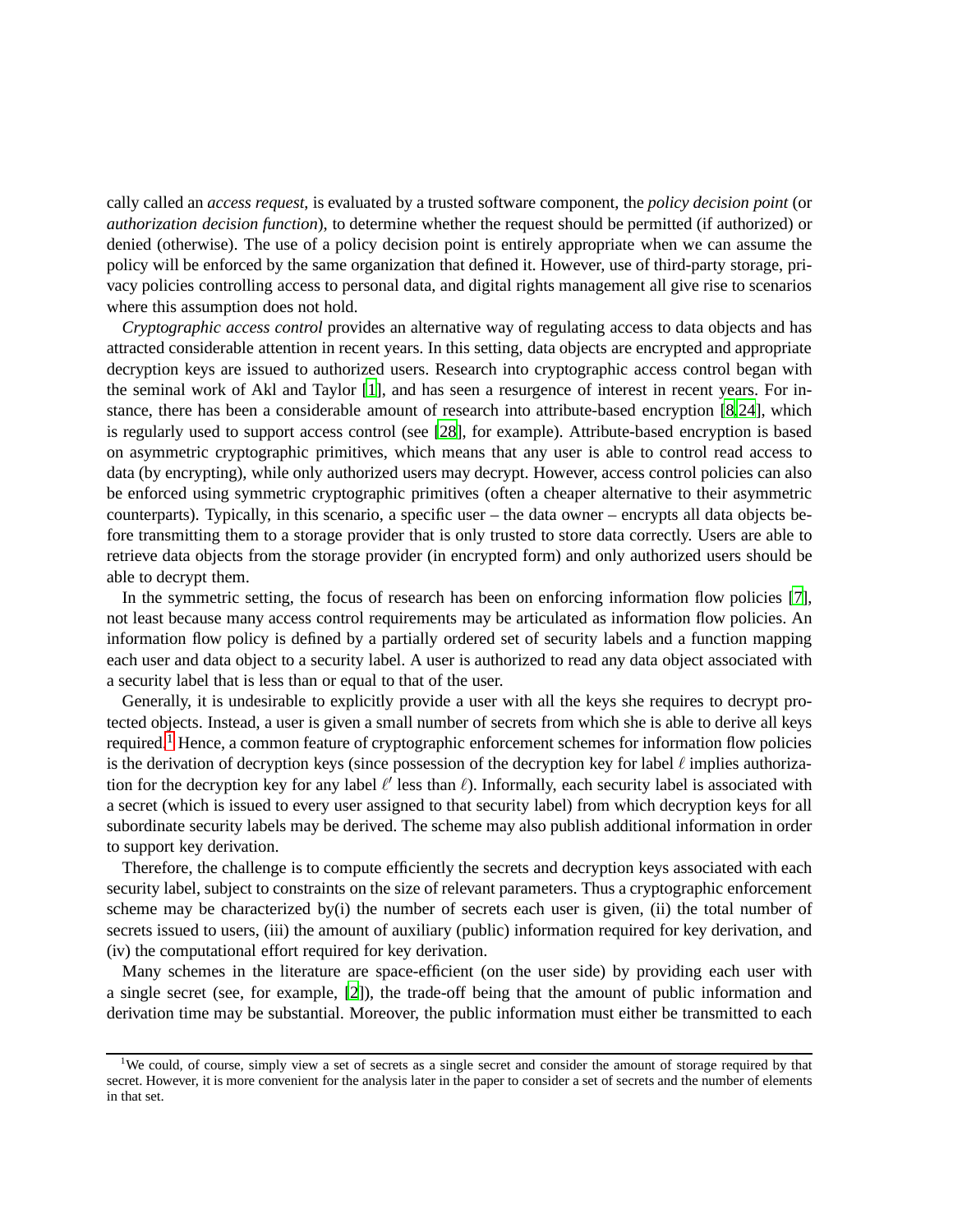cally called an *access request*, is evaluated by a trusted software component, the *policy decision point* (or *authorization decision function*), to determine whether the request should be permitted (if authorized) or denied (otherwise). The use of a policy decision point is entirely appropriate when we can assume the policy will be enforced by the same organization that defined it. However, use of third-party storage, privacy policies controlling access to personal data, and digital rights management all give rise to scenarios where this assumption does not hold.

*Cryptographic access control* provides an alternative way of regulating access to data objects and has attracted considerable attention in recent years. In this setting, data objects are encrypted and appropriate decryption keys are issued to authorized users. Research into cryptographic access control began with the seminal work of Akl and Taylor [1], and has seen a resurgence of interest in recent years. For instance, there has been a considerable amount of research into attribute-based encryption [8,24], which is regularly used to support access control (see [28], for example). Attribute-based encryption is based on asymmetric cryptographic primitives, which means that any user is able to control read access to data (by encrypting), while only authorized users may decrypt. However, access control policies can also be enforced using symmetric cryptographic primitives (often a cheaper alternative to their asymmetric counterparts). Typically, in this scenario, a specific user – the data owner – encrypts all data objects before transmitting them to a storage provider that is only trusted to store data correctly. Users are able to retrieve data objects from the storage provider (in encrypted form) and only authorized users should be able to decrypt them.

In the symmetric setting, the focus of research has been on enforcing information flow policies [7], not least because many access control requirements may be articulated as information flow policies. An information flow policy is defined by a partially ordered set of security labels and a function mapping each user and data object to a security label. A user is authorized to read any data object associated with a security label that is less than or equal to that of the user.

Generally, it is undesirable to explicitly provide a user with all the keys she requires to decrypt protected objects. Instead, a user is given a small number of secrets from which she is able to derive all keys required.[1] Hence, a common feature of cryptographic enforcement schemes for information flow policies is the derivation of decryption keys (since possession of the decryption key for label $\ell$ implies authorization for the decryption key for any label $\ell'$ less than $\ell$). Informally, each security label is associated with a secret (which is issued to every user assigned to that security label) from which decryption keys for all subordinate security labels may be derived. The scheme may also publish additional information in order to support key derivation.

Therefore, the challenge is to compute efficiently the secrets and decryption keys associated with each security label, subject to constraints on the size of relevant parameters. Thus a cryptographic enforcement scheme may be characterized by(i) the number of secrets each user is given, (ii) the total number of secrets issued to users, (iii) the amount of auxiliary (public) information required for key derivation, and (iv) the computational effort required for key derivation.

Many schemes in the literature are space-efficient (on the user side) by providing each user with a single secret (see, for example, [2]), the trade-off being that the amount of public information and derivation time may be substantial. Moreover, the public information must either be transmitted to each

[1] We could, of course, simply view a set of secrets as a single secret and consider the amount of storage required by that secret. However, it is more convenient for the analysis later in the paper to consider a set of secrets and the number of elements in that set.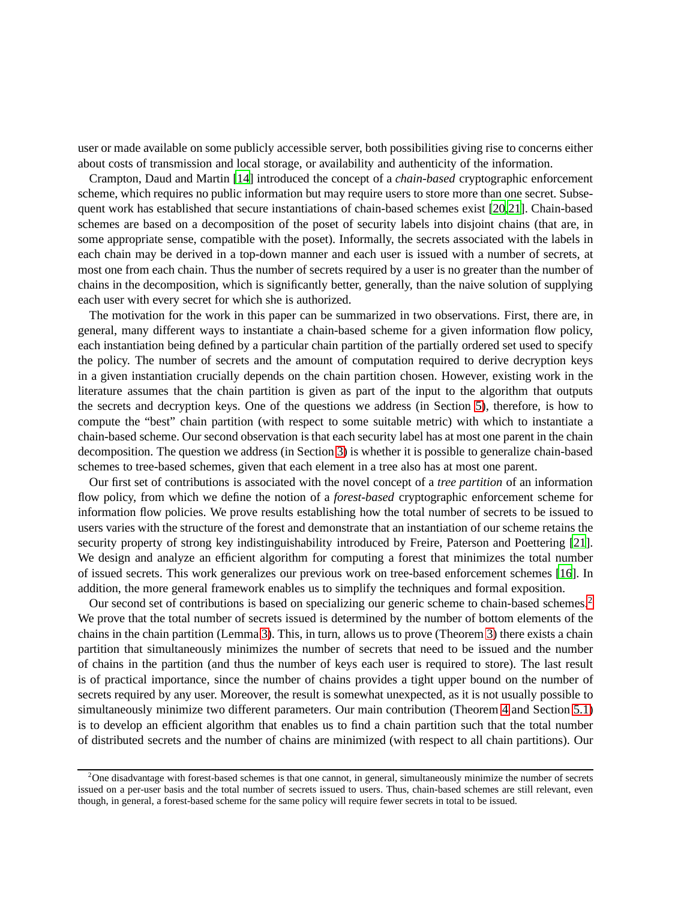user or made available on some publicly accessible server, both possibilities giving rise to concerns either about costs of transmission and local storage, or availability and authenticity of the information.

Crampton, Daud and Martin [14] introduced the concept of a *chain-based* cryptographic enforcement scheme, which requires no public information but may require users to store more than one secret. Subsequent work has established that secure instantiations of chain-based schemes exist [20,21]. Chain-based schemes are based on a decomposition of the poset of security labels into disjoint chains (that are, in some appropriate sense, compatible with the poset). Informally, the secrets associated with the labels in each chain may be derived in a top-down manner and each user is issued with a number of secrets, at most one from each chain. Thus the number of secrets required by a user is no greater than the number of chains in the decomposition, which is significantly better, generally, than the naive solution of supplying each user with every secret for which she is authorized.

The motivation for the work in this paper can be summarized in two observations. First, there are, in general, many different ways to instantiate a chain-based scheme for a given information flow policy, each instantiation being defined by a particular chain partition of the partially ordered set used to specify the policy. The number of secrets and the amount of computation required to derive decryption keys in a given instantiation crucially depends on the chain partition chosen. However, existing work in the literature assumes that the chain partition is given as part of the input to the algorithm that outputs the secrets and decryption keys. One of the questions we address (in Section 5), therefore, is how to compute the "best" chain partition (with respect to some suitable metric) with which to instantiate a chain-based scheme. Our second observation is that each security label has at most one parent in the chain decomposition. The question we address (in Section 3) is whether it is possible to generalize chain-based schemes to tree-based schemes, given that each element in a tree also has at most one parent.

Our first set of contributions is associated with the novel concept of a *tree partition* of an information flow policy, from which we define the notion of a *forest-based* cryptographic enforcement scheme for information flow policies. We prove results establishing how the total number of secrets to be issued to users varies with the structure of the forest and demonstrate that an instantiation of our scheme retains the security property of strong key indistinguishability introduced by Freire, Paterson and Poettering [21]. We design and analyze an efficient algorithm for computing a forest that minimizes the total number of issued secrets. This work generalizes our previous work on tree-based enforcement schemes [16]. In addition, the more general framework enables us to simplify the techniques and formal exposition.

Our second set of contributions is based on specializing our generic scheme to chain-based schemes.[2] We prove that the total number of secrets issued is determined by the number of bottom elements of the chains in the chain partition (Lemma 3). This, in turn, allows us to prove (Theorem 3) there exists a chain partition that simultaneously minimizes the number of secrets that need to be issued and the number of chains in the partition (and thus the number of keys each user is required to store). The last result is of practical importance, since the number of chains provides a tight upper bound on the number of secrets required by any user. Moreover, the result is somewhat unexpected, as it is not usually possible to simultaneously minimize two different parameters. Our main contribution (Theorem 4 and Section 5.1) is to develop an efficient algorithm that enables us to find a chain partition such that the total number of distributed secrets and the number of chains are minimized (with respect to all chain partitions). Our

[2] One disadvantage with forest-based schemes is that one cannot, in general, simultaneously minimize the number of secrets issued on a per-user basis and the total number of secrets issued to users. Thus, chain-based schemes are still relevant, even though, in general, a forest-based scheme for the same policy will require fewer secrets in total to be issued.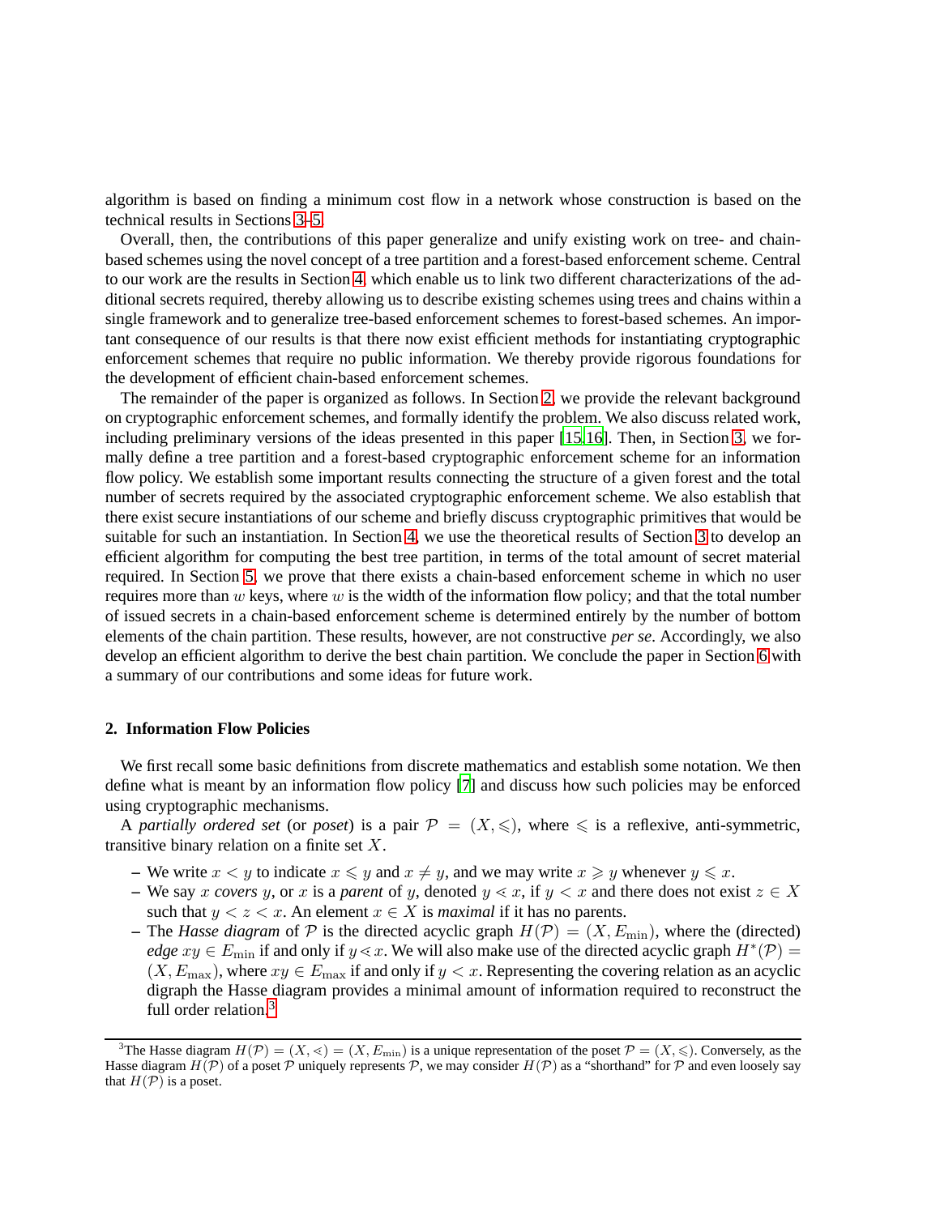algorithm is based on finding a minimum cost flow in a network whose construction is based on the technical results in Sections 3–5.

Overall, then, the contributions of this paper generalize and unify existing work on tree- and chain-based schemes using the novel concept of a tree partition and a forest-based enforcement scheme. Central to our work are the results in Section 4, which enable us to link two different characterizations of the additional secrets required, thereby allowing us to describe existing schemes using trees and chains within a single framework and to generalize tree-based enforcement schemes to forest-based schemes. An important consequence of our results is that there now exist efficient methods for instantiating cryptographic enforcement schemes that require no public information. We thereby provide rigorous foundations for the development of efficient chain-based enforcement schemes.

The remainder of the paper is organized as follows. In Section 2, we provide the relevant background on cryptographic enforcement schemes, and formally identify the problem. We also discuss related work, including preliminary versions of the ideas presented in this paper [15,16]. Then, in Section 3, we formally define a tree partition and a forest-based cryptographic enforcement scheme for an information flow policy. We establish some important results connecting the structure of a given forest and the total number of secrets required by the associated cryptographic enforcement scheme. We also establish that there exist secure instantiations of our scheme and briefly discuss cryptographic primitives that would be suitable for such an instantiation. In Section 4, we use the theoretical results of Section 3 to develop an efficient algorithm for computing the best tree partition, in terms of the total amount of secret material required. In Section 5, we prove that there exists a chain-based enforcement scheme in which no user requires more than $w$ keys, where $w$ is the width of the information flow policy; and that the total number of issued secrets in a chain-based enforcement scheme is determined entirely by the number of bottom elements of the chain partition. These results, however, are not constructive *per se*. Accordingly, we also develop an efficient algorithm to derive the best chain partition. We conclude the paper in Section 6 with a summary of our contributions and some ideas for future work.

## 2. Information Flow Policies

We first recall some basic definitions from discrete mathematics and establish some notation. We then define what is meant by an information flow policy [7] and discuss how such policies may be enforced using cryptographic mechanisms.

A *partially ordered set* (or *poset*) is a pair $\mathcal{P} = (X, \leqslant)$, where $\leqslant$ is a reflexive, anti-symmetric, transitive binary relation on a finite set $X$.

- We write $x < y$ to indicate $x \leqslant y$ and $x \neq y$, and we may write $x \geqslant y$ whenever $y \leqslant x$.
- We say $x$ *covers* $y$, or $x$ is a *parent* of $y$, denoted $y \lessdot x$, if $y < x$ and there does not exist $z \in X$ such that $y < z < x$. An element $x \in X$ is *maximal* if it has no parents.
- The *Hasse diagram* of $\mathcal{P}$ is the directed acyclic graph $H(\mathcal{P}) = (X, E_{\min})$, where the (directed) *edge* $xy \in E_{\min}$ if and only if $y \lessdot x$. We will also make use of the directed acyclic graph $H^*(\mathcal{P}) = (X, E_{\max})$, where $xy \in E_{\max}$ if and only if $y < x$. Representing the covering relation as an acyclic digraph the Hasse diagram provides a minimal amount of information required to reconstruct the full order relation.[3]

[3] The Hasse diagram $H(\mathcal{P}) = (X, \lessdot) = (X, E_{\min})$ is a unique representation of the poset $\mathcal{P} = (X, \leqslant)$. Conversely, as the Hasse diagram $H(\mathcal{P})$ of a poset $\mathcal{P}$ uniquely represents $\mathcal{P}$, we may consider $H(\mathcal{P})$ as a "shorthand" for $\mathcal{P}$ and even loosely say that $H(\mathcal{P})$ is a poset.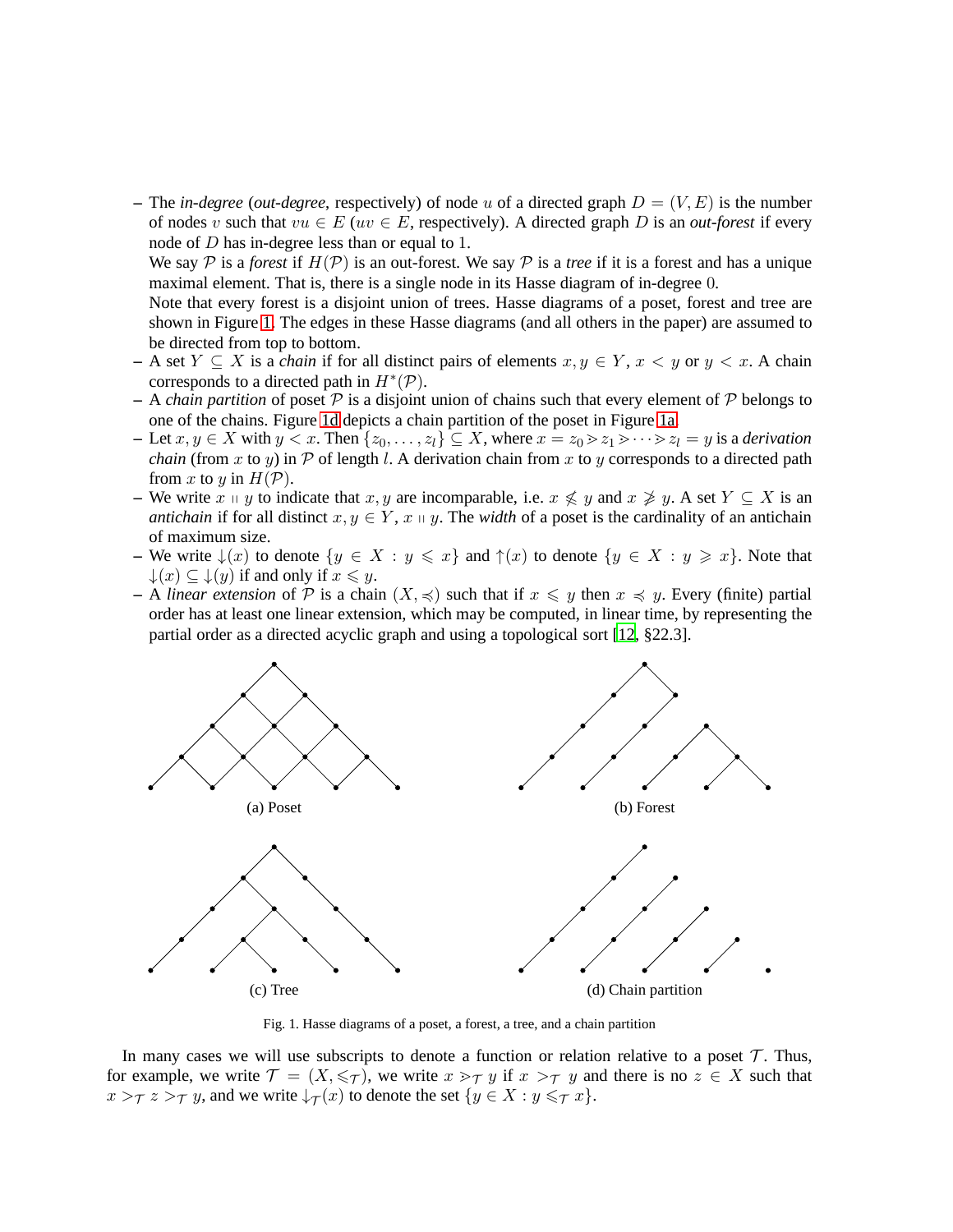– The *in-degree* (*out-degree*, respectively) of node $u$ of a directed graph $D = (V, E)$ is the number of nodes $v$ such that $vu \in E$ ($uv \in E$, respectively). A directed graph $D$ is an *out-forest* if every node of $D$ has in-degree less than or equal to 1.
  We say $\mathcal{P}$ is a *forest* if $H(\mathcal{P})$ is an out-forest. We say $\mathcal{P}$ is a *tree* if it is a forest and has a unique maximal element. That is, there is a single node in its Hasse diagram of in-degree 0.
  Note that every forest is a disjoint union of trees. Hasse diagrams of a poset, forest and tree are shown in Figure 1. The edges in these Hasse diagrams (and all others in the paper) are assumed to be directed from top to bottom.
– A set $Y \subseteq X$ is a *chain* if for all distinct pairs of elements $x, y \in Y$, $x < y$ or $y < x$. A chain corresponds to a directed path in $H^*(\mathcal{P})$.
– A *chain partition* of poset $\mathcal{P}$ is a disjoint union of chains such that every element of $\mathcal{P}$ belongs to one of the chains. Figure 1d depicts a chain partition of the poset in Figure 1a.
– Let $x, y \in X$ with $y < x$. Then $\{z_0, \dots, z_l\} \subseteq X$, where $x = z_0 \gtrdot z_1 \gtrdot \cdots \gtrdot z_l = y$ is a *derivation chain* (from $x$ to $y$) in $\mathcal{P}$ of length $l$. A derivation chain from $x$ to $y$ corresponds to a directed path from $x$ to $y$ in $H(\mathcal{P})$.
– We write $x \parallel y$ to indicate that $x, y$ are incomparable, i.e. $x \not\leqslant y$ and $x \not\geqslant y$. A set $Y \subseteq X$ is an *antichain* if for all distinct $x, y \in Y$, $x \parallel y$. The *width* of a poset is the cardinality of an antichain of maximum size.
– We write $\downarrow(x)$ to denote $\{y \in X : y \leqslant x\}$ and $\uparrow(x)$ to denote $\{y \in X : y \geqslant x\}$. Note that $\downarrow(x) \subseteq \downarrow(y)$ if and only if $x \leqslant y$.
– A *linear extension* of $\mathcal{P}$ is a chain $(X, \preccurlyeq)$ such that if $x \leqslant y$ then $x \preccurlyeq y$. Every (finite) partial order has at least one linear extension, which may be computed, in linear time, by representing the partial order as a directed acyclic graph and using a topological sort [12, §22.3].

(a) Poset

(b) Forest

(c) Tree

(d) Chain partition

Fig. 1. Hasse diagrams of a poset, a forest, a tree, and a chain partition

In many cases we will use subscripts to denote a function or relation relative to a poset $\mathcal{T}$. Thus, for example, we write $\mathcal{T} = (X, \leqslant_{\mathcal{T}})$, we write $x \gtrdot_{\mathcal{T}} y$ if $x >_{\mathcal{T}} y$ and there is no $z \in X$ such that $x >_{\mathcal{T}} z >_{\mathcal{T}} y$, and we write $\downarrow_{\mathcal{T}}(x)$ to denote the set $\{y \in X : y \leqslant_{\mathcal{T}} x\}$.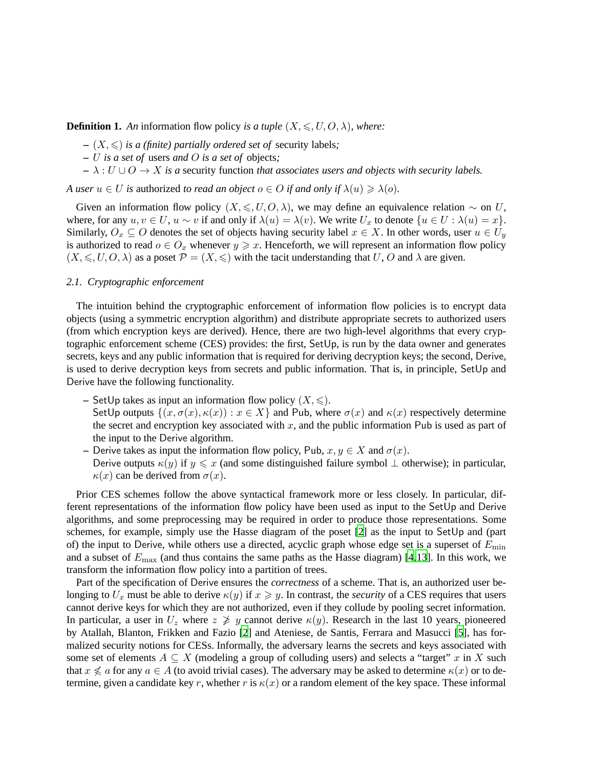**Definition 1.** *An* information flow policy *is a tuple* $(X, \leqslant, U, O, \lambda)$*, where:*

- $(X, \leqslant)$ *is a (finite) partially ordered set of* security labels*;*
- $U$ *is a set of* users *and* $O$ *is a set of* objects*;*
- $\lambda : U \cup O \to X$ *is a* security function *that associates users and objects with security labels.*

*A user* $u \in U$ *is* authorized *to read an object* $o \in O$ *if and only if* $\lambda(u) \geqslant \lambda(o)$.

Given an information flow policy $(X, \leqslant, U, O, \lambda)$, we may define an equivalence relation $\sim$ on $U$, where, for any $u, v \in U$, $u \sim v$ if and only if $\lambda(u) = \lambda(v)$. We write $U_x$ to denote $\{u \in U : \lambda(u) = x\}$. Similarly, $O_x \subseteq O$ denotes the set of objects having security label $x \in X$. In other words, user $u \in U_y$ is authorized to read $o \in O_x$ whenever $y \geqslant x$. Henceforth, we will represent an information flow policy $(X, \leqslant, U, O, \lambda)$ as a poset $\mathcal{P} = (X, \leqslant)$ with the tacit understanding that $U$, $O$ and $\lambda$ are given.

### 2.1. Cryptographic enforcement

The intuition behind the cryptographic enforcement of information flow policies is to encrypt data objects (using a symmetric encryption algorithm) and distribute appropriate secrets to authorized users (from which encryption keys are derived). Hence, there are two high-level algorithms that every cryptographic enforcement scheme (CES) provides: the first, SetUp, is run by the data owner and generates secrets, keys and any public information that is required for deriving decryption keys; the second, Derive, is used to derive decryption keys from secrets and public information. That is, in principle, SetUp and Derive have the following functionality.

- SetUp takes as input an information flow policy $(X, \leqslant)$.
  SetUp outputs $\{(x, \sigma(x), \kappa(x)) : x \in X\}$ and Pub, where $\sigma(x)$ and $\kappa(x)$ respectively determine the secret and encryption key associated with $x$, and the public information Pub is used as part of the input to the Derive algorithm.
- Derive takes as input the information flow policy, Pub, $x, y \in X$ and $\sigma(x)$.
  Derive outputs $\kappa(y)$ if $y \leqslant x$ (and some distinguished failure symbol $\perp$ otherwise); in particular, $\kappa(x)$ can be derived from $\sigma(x)$.

Prior CES schemes follow the above syntactical framework more or less closely. In particular, different representations of the information flow policy have been used as input to the SetUp and Derive algorithms, and some preprocessing may be required in order to produce those representations. Some schemes, for example, simply use the Hasse diagram of the poset [2] as the input to SetUp and (part of) the input to Derive, while others use a directed, acyclic graph whose edge set is a superset of $E_{\min}$ and a subset of $E_{\max}$ (and thus contains the same paths as the Hasse diagram) [4,13]. In this work, we transform the information flow policy into a partition of trees.

Part of the specification of Derive ensures the *correctness* of a scheme. That is, an authorized user belonging to $U_x$ must be able to derive $\kappa(y)$ if $x \geqslant y$. In contrast, the *security* of a CES requires that users cannot derive keys for which they are not authorized, even if they collude by pooling secret information. In particular, a user in $U_z$ where $z \ngeqslant y$ cannot derive $\kappa(y)$. Research in the last 10 years, pioneered by Atallah, Blanton, Frikken and Fazio [2] and Ateniese, de Santis, Ferrara and Masucci [5], has formalized security notions for CESs. Informally, the adversary learns the secrets and keys associated with some set of elements $A \subseteq X$ (modeling a group of colluding users) and selects a "target" $x$ in $X$ such that $x \nleqslant a$ for any $a \in A$ (to avoid trivial cases). The adversary may be asked to determine $\kappa(x)$ or to determine, given a candidate key $r$, whether $r$ is $\kappa(x)$ or a random element of the key space. These informal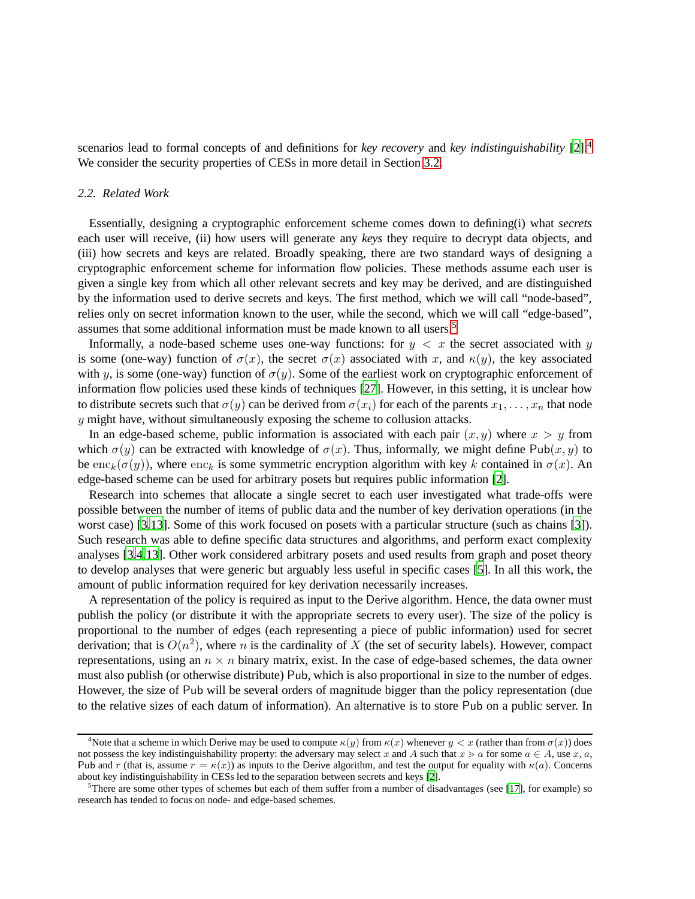scenarios lead to formal concepts of and definitions for *key recovery* and *key indistinguishability* [2].[4] We consider the security properties of CESs in more detail in Section 3.2.

### 2.2. Related Work

Essentially, designing a cryptographic enforcement scheme comes down to defining(i) what *secrets* each user will receive, (ii) how users will generate any *keys* they require to decrypt data objects, and (iii) how secrets and keys are related. Broadly speaking, there are two standard ways of designing a cryptographic enforcement scheme for information flow policies. These methods assume each user is given a single key from which all other relevant secrets and key may be derived, and are distinguished by the information used to derive secrets and keys. The first method, which we will call "node-based", relies only on secret information known to the user, while the second, which we will call "edge-based", assumes that some additional information must be made known to all users.[5]

Informally, a node-based scheme uses one-way functions: for $y < x$ the secret associated with $y$ is some (one-way) function of $\sigma(x)$, the secret $\sigma(x)$ associated with $x$, and $\kappa(y)$, the key associated with $y$, is some (one-way) function of $\sigma(y)$. Some of the earliest work on cryptographic enforcement of information flow policies used these kinds of techniques [27]. However, in this setting, it is unclear how to distribute secrets such that $\sigma(y)$ can be derived from $\sigma(x_i)$ for each of the parents $x_1, \ldots, x_n$ that node $y$ might have, without simultaneously exposing the scheme to collusion attacks.

In an edge-based scheme, public information is associated with each pair $(x, y)$ where $x > y$ from which $\sigma(y)$ can be extracted with knowledge of $\sigma(x)$. Thus, informally, we might define $\mathsf{Pub}(x, y)$ to be $\mathrm{enc}_k(\sigma(y))$, where $\mathrm{enc}_k$ is some symmetric encryption algorithm with key $k$ contained in $\sigma(x)$. An edge-based scheme can be used for arbitrary posets but requires public information [2].

Research into schemes that allocate a single secret to each user investigated what trade-offs were possible between the number of items of public data and the number of key derivation operations (in the worst case) [3,13]. Some of this work focused on posets with a particular structure (such as chains [3]). Such research was able to define specific data structures and algorithms, and perform exact complexity analyses [3,4,13]. Other work considered arbitrary posets and used results from graph and poset theory to develop analyses that were generic but arguably less useful in specific cases [5]. In all this work, the amount of public information required for key derivation necessarily increases.

A representation of the policy is required as input to the Derive algorithm. Hence, the data owner must publish the policy (or distribute it with the appropriate secrets to every user). The size of the policy is proportional to the number of edges (each representing a piece of public information) used for secret derivation; that is $O(n^2)$, where $n$ is the cardinality of $X$ (the set of security labels). However, compact representations, using an $n \times n$ binary matrix, exist. In the case of edge-based schemes, the data owner must also publish (or otherwise distribute) $\mathsf{Pub}$, which is also proportional in size to the number of edges. However, the size of $\mathsf{Pub}$ will be several orders of magnitude bigger than the policy representation (due to the relative sizes of each datum of information). An alternative is to store $\mathsf{Pub}$ on a public server. In

---

[4] Note that a scheme in which Derive may be used to compute $\kappa(y)$ from $\kappa(x)$ whenever $y < x$ (rather than from $\sigma(x)$) does not possess the key indistinguishability property: the adversary may select $x$ and $A$ such that $x > a$ for some $a \in A$, use $x$, $a$, $\mathsf{Pub}$ and $r$ (that is, assume $r = \kappa(x)$) as inputs to the Derive algorithm, and test the output for equality with $\kappa(a)$. Concerns about key indistinguishability in CESs led to the separation between secrets and keys [2].

[5] There are some other types of schemes but each of them suffer from a number of disadvantages (see [17], for example) so research has tended to focus on node- and edge-based schemes.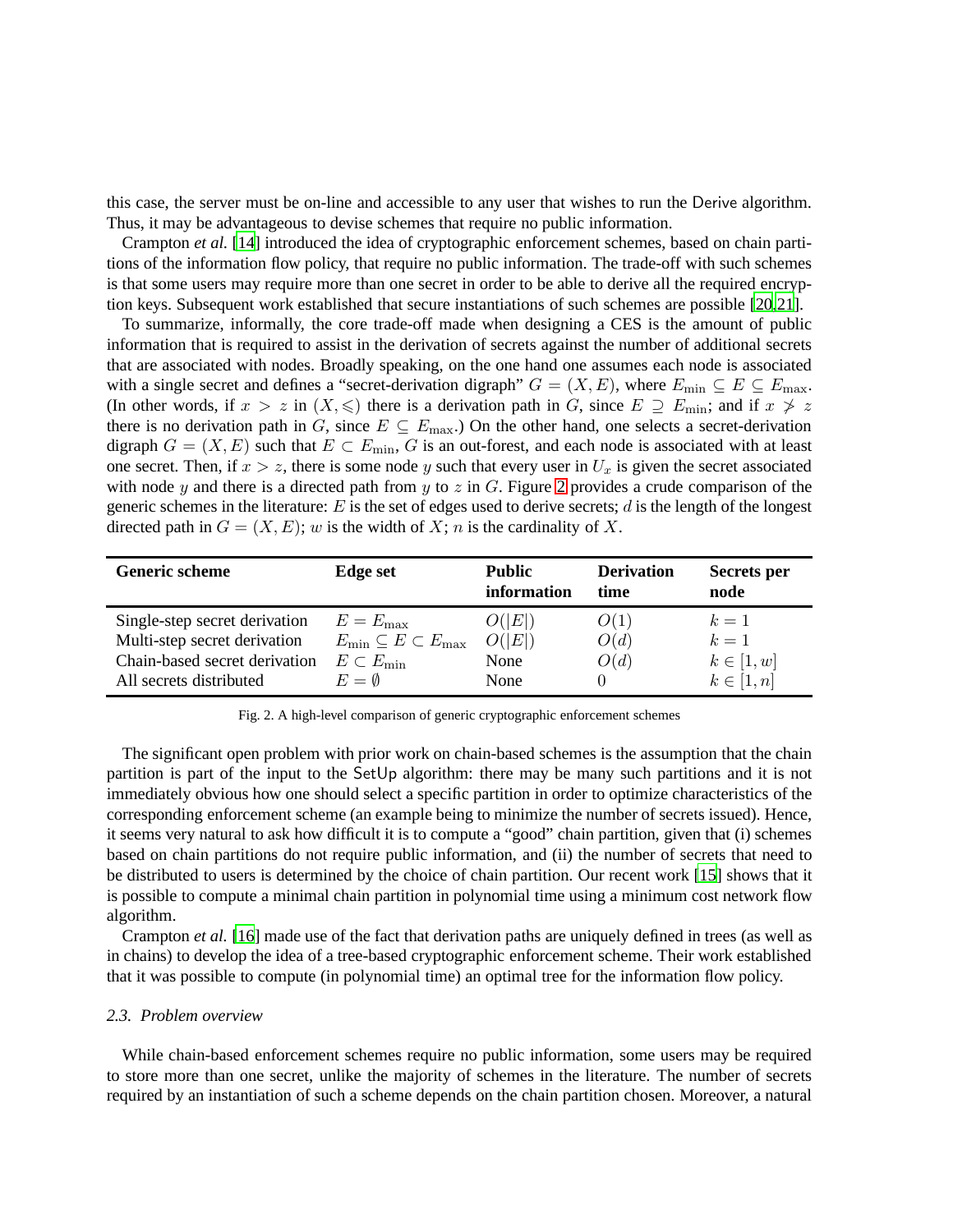this case, the server must be on-line and accessible to any user that wishes to run the Derive algorithm. Thus, it may be advantageous to devise schemes that require no public information.

Crampton *et al.* [14] introduced the idea of cryptographic enforcement schemes, based on chain partitions of the information flow policy, that require no public information. The trade-off with such schemes is that some users may require more than one secret in order to be able to derive all the required encryption keys. Subsequent work established that secure instantiations of such schemes are possible [20,21].

To summarize, informally, the core trade-off made when designing a CES is the amount of public information that is required to assist in the derivation of secrets against the number of additional secrets that are associated with nodes. Broadly speaking, on the one hand one assumes each node is associated with a single secret and defines a "secret-derivation digraph" $G = (X, E)$, where $E_{\min} \subseteq E \subseteq E_{\max}$. (In other words, if $x > z$ in $(X, \leqslant)$ there is a derivation path in $G$, since $E \supseteq E_{\min}$; and if $x \not> z$ there is no derivation path in $G$, since $E \subseteq E_{\max}$.) On the other hand, one selects a secret-derivation digraph $G = (X, E)$ such that $E \subset E_{\min}$, $G$ is an out-forest, and each node is associated with at least one secret. Then, if $x > z$, there is some node $y$ such that every user in $U_x$ is given the secret associated with node $y$ and there is a directed path from $y$ to $z$ in $G$. Figure 2 provides a crude comparison of the generic schemes in the literature: $E$ is the set of edges used to derive secrets; $d$ is the length of the longest directed path in $G = (X, E)$; $w$ is the width of $X$; $n$ is the cardinality of $X$.

| **Generic scheme** | **Edge set** | **Public information** | **Derivation time** | **Secrets per node** |
|---|---|---|---|---|
| Single-step secret derivation | $E = E_{\max}$ | $O(\lvert E \rvert)$ | $O(1)$ | $k = 1$ |
| Multi-step secret derivation | $E_{\min} \subseteq E \subset E_{\max}$ | $O(\lvert E \rvert)$ | $O(d)$ | $k = 1$ |
| Chain-based secret derivation | $E \subset E_{\min}$ | None | $O(d)$ | $k \in [1, w]$ |
| All secrets distributed | $E = \emptyset$ | None | 0 | $k \in [1, n]$ |

Fig. 2. A high-level comparison of generic cryptographic enforcement schemes

The significant open problem with prior work on chain-based schemes is the assumption that the chain partition is part of the input to the SetUp algorithm: there may be many such partitions and it is not immediately obvious how one should select a specific partition in order to optimize characteristics of the corresponding enforcement scheme (an example being to minimize the number of secrets issued). Hence, it seems very natural to ask how difficult it is to compute a "good" chain partition, given that (i) schemes based on chain partitions do not require public information, and (ii) the number of secrets that need to be distributed to users is determined by the choice of chain partition. Our recent work [15] shows that it is possible to compute a minimal chain partition in polynomial time using a minimum cost network flow algorithm.

Crampton *et al.* [16] made use of the fact that derivation paths are uniquely defined in trees (as well as in chains) to develop the idea of a tree-based cryptographic enforcement scheme. Their work established that it was possible to compute (in polynomial time) an optimal tree for the information flow policy.

### *2.3. Problem overview*

While chain-based enforcement schemes require no public information, some users may be required to store more than one secret, unlike the majority of schemes in the literature. The number of secrets required by an instantiation of such a scheme depends on the chain partition chosen. Moreover, a natural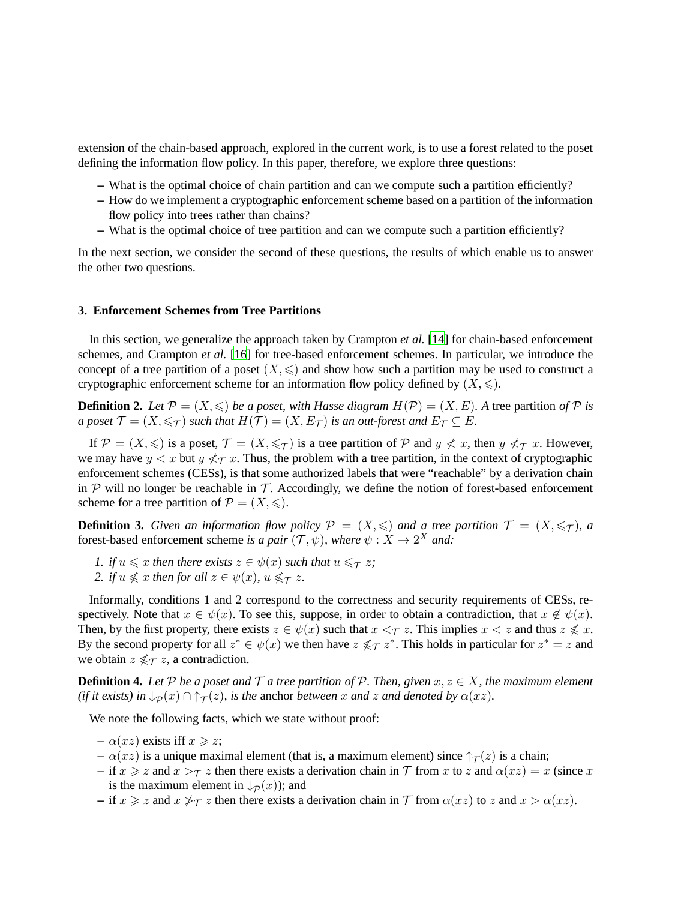extension of the chain-based approach, explored in the current work, is to use a forest related to the poset defining the information flow policy. In this paper, therefore, we explore three questions:

- What is the optimal choice of chain partition and can we compute such a partition efficiently?
- How do we implement a cryptographic enforcement scheme based on a partition of the information flow policy into trees rather than chains?
- What is the optimal choice of tree partition and can we compute such a partition efficiently?

In the next section, we consider the second of these questions, the results of which enable us to answer the other two questions.

### 3. Enforcement Schemes from Tree Partitions

In this section, we generalize the approach taken by Crampton *et al.* [14] for chain-based enforcement schemes, and Crampton *et al.* [16] for tree-based enforcement schemes. In particular, we introduce the concept of a tree partition of a poset $(X, \leqslant)$ and show how such a partition may be used to construct a cryptographic enforcement scheme for an information flow policy defined by $(X, \leqslant)$.

**Definition 2.** *Let $\mathcal{P} = (X, \leqslant)$ be a poset, with Hasse diagram $H(\mathcal{P}) = (X, E)$. A* tree partition *of $\mathcal{P}$ is a poset $\mathcal{T} = (X, \leqslant_{\mathcal{T}})$ such that $H(\mathcal{T}) = (X, E_{\mathcal{T}})$ is an out-forest and $E_{\mathcal{T}} \subseteq E$.*

If $\mathcal{P} = (X, \leqslant)$ is a poset, $\mathcal{T} = (X, \leqslant_{\mathcal{T}})$ is a tree partition of $\mathcal{P}$ and $y \not< x$, then $y \not<_{\mathcal{T}} x$. However, we may have $y < x$ but $y \not<_{\mathcal{T}} x$. Thus, the problem with a tree partition, in the context of cryptographic enforcement schemes (CESs), is that some authorized labels that were "reachable" by a derivation chain in $\mathcal{P}$ will no longer be reachable in $\mathcal{T}$. Accordingly, we define the notion of forest-based enforcement scheme for a tree partition of $\mathcal{P} = (X, \leqslant)$.

**Definition 3.** *Given an information flow policy $\mathcal{P} = (X, \leqslant)$ and a tree partition $\mathcal{T} = (X, \leqslant_{\mathcal{T}})$, a* forest-based enforcement scheme *is a pair $(\mathcal{T}, \psi)$, where $\psi : X \to 2^X$ and:*

1. *if $u \leqslant x$ then there exists $z \in \psi(x)$ such that $u \leqslant_{\mathcal{T}} z$;*
2. *if $u \not\leqslant x$ then for all $z \in \psi(x)$, $u \not\leqslant_{\mathcal{T}} z$.*

Informally, conditions 1 and 2 correspond to the correctness and security requirements of CESs, respectively. Note that $x \in \psi(x)$. To see this, suppose, in order to obtain a contradiction, that $x \notin \psi(x)$. Then, by the first property, there exists $z \in \psi(x)$ such that $x <_{\mathcal{T}} z$. This implies $x < z$ and thus $z \not\leqslant x$. By the second property for all $z^* \in \psi(x)$ we then have $z \not\leqslant_{\mathcal{T}} z^*$. This holds in particular for $z^* = z$ and we obtain $z \not\leqslant_{\mathcal{T}} z$, a contradiction.

**Definition 4.** *Let $\mathcal{P}$ be a poset and $\mathcal{T}$ a tree partition of $\mathcal{P}$. Then, given $x, z \in X$, the maximum element (if it exists) in $\downarrow_{\mathcal{P}}(x) \cap \uparrow_{\mathcal{T}}(z)$, is the* anchor *between $x$ and $z$ and denoted by $\alpha(xz)$.*

We note the following facts, which we state without proof:

- $\alpha(xz)$ exists iff $x \geqslant z$;
- $\alpha(xz)$ is a unique maximal element (that is, a maximum element) since $\uparrow_{\mathcal{T}}(z)$ is a chain;
- if $x \geqslant z$ and $x >_{\mathcal{T}} z$ then there exists a derivation chain in $\mathcal{T}$ from $x$ to $z$ and $\alpha(xz) = x$ (since $x$ is the maximum element in $\downarrow_{\mathcal{P}}(x)$); and
- if $x \geqslant z$ and $x \not>_{\mathcal{T}} z$ then there exists a derivation chain in $\mathcal{T}$ from $\alpha(xz)$ to $z$ and $x > \alpha(xz)$.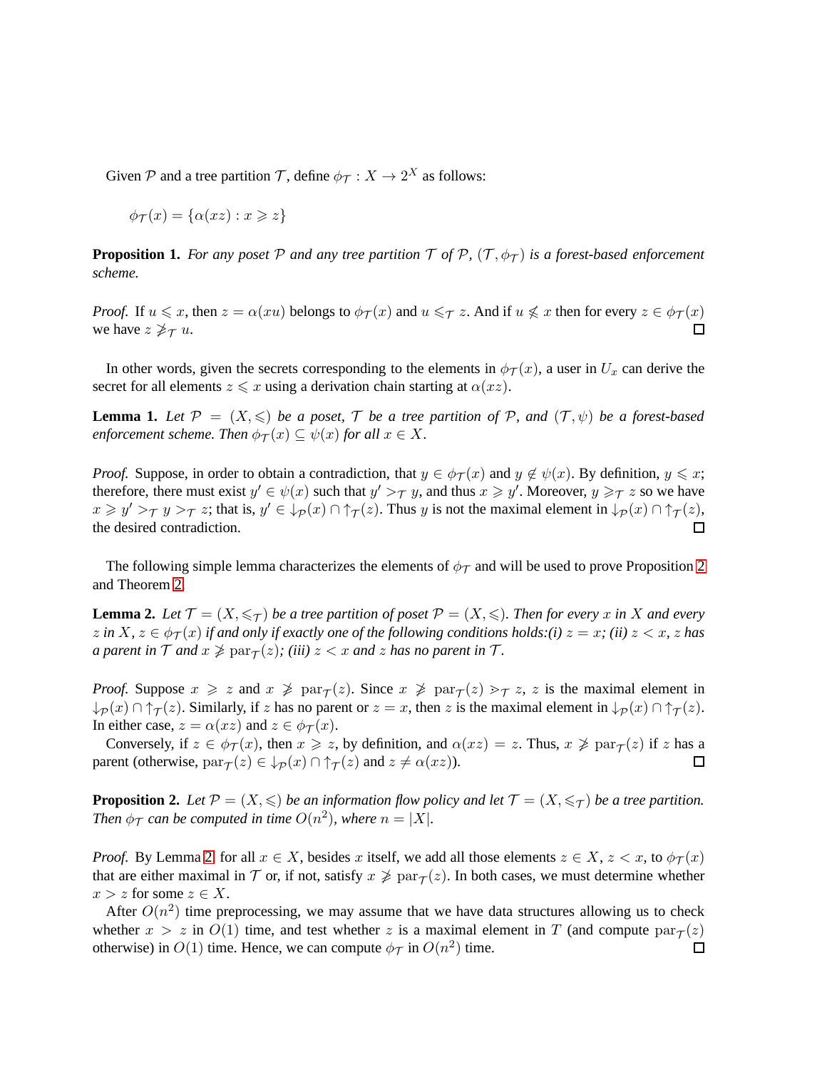Given $\mathcal{P}$ and a tree partition $\mathcal{T}$, define $\phi_{\mathcal{T}} : X \to 2^X$ as follows:

$$\phi_{\mathcal{T}}(x) = \{\alpha(xz) : x \geqslant z\}$$

**Proposition 1.** *For any poset $\mathcal{P}$ and any tree partition $\mathcal{T}$ of $\mathcal{P}$, $(\mathcal{T}, \phi_{\mathcal{T}})$ is a forest-based enforcement scheme.*

*Proof.* If $u \leqslant x$, then $z = \alpha(xu)$ belongs to $\phi_{\mathcal{T}}(x)$ and $u \leqslant_{\mathcal{T}} z$. And if $u \not\leqslant x$ then for every $z \in \phi_{\mathcal{T}}(x)$ we have $z \not\geqslant_{\mathcal{T}} u$. □

In other words, given the secrets corresponding to the elements in $\phi_{\mathcal{T}}(x)$, a user in $U_x$ can derive the secret for all elements $z \leqslant x$ using a derivation chain starting at $\alpha(xz)$.

**Lemma 1.** *Let $\mathcal{P} = (X, \leqslant)$ be a poset, $\mathcal{T}$ be a tree partition of $\mathcal{P}$, and $(\mathcal{T}, \psi)$ be a forest-based enforcement scheme. Then $\phi_{\mathcal{T}}(x) \subseteq \psi(x)$ for all $x \in X$.*

*Proof.* Suppose, in order to obtain a contradiction, that $y \in \phi_{\mathcal{T}}(x)$ and $y \notin \psi(x)$. By definition, $y \leqslant x$; therefore, there must exist $y' \in \psi(x)$ such that $y' >_{\mathcal{T}} y$, and thus $x \geqslant y'$. Moreover, $y \geqslant_{\mathcal{T}} z$ so we have $x \geqslant y' >_{\mathcal{T}} y >_{\mathcal{T}} z$; that is, $y' \in \downarrow_{\mathcal{P}}(x) \cap \uparrow_{\mathcal{T}}(z)$. Thus $y$ is not the maximal element in $\downarrow_{\mathcal{P}}(x) \cap \uparrow_{\mathcal{T}}(z)$, the desired contradiction. □

The following simple lemma characterizes the elements of $\phi_{\mathcal{T}}$ and will be used to prove Proposition 2 and Theorem 2.

**Lemma 2.** *Let $\mathcal{T} = (X, \leqslant_{\mathcal{T}})$ be a tree partition of poset $\mathcal{P} = (X, \leqslant)$. Then for every $x$ in $X$ and every $z$ in $X$, $z \in \phi_{\mathcal{T}}(x)$ if and only if exactly one of the following conditions holds:(i) $z = x$; (ii) $z < x$, $z$ has a parent in $\mathcal{T}$ and $x \not\geqslant \mathrm{par}_{\mathcal{T}}(z)$; (iii) $z < x$ and $z$ has no parent in $\mathcal{T}$.*

*Proof.* Suppose $x \geqslant z$ and $x \not\geqslant \mathrm{par}_{\mathcal{T}}(z)$. Since $x \not\geqslant \mathrm{par}_{\mathcal{T}}(z) \gtrdot_{\mathcal{T}} z$, $z$ is the maximal element in $\downarrow_{\mathcal{P}}(x) \cap \uparrow_{\mathcal{T}}(z)$. Similarly, if $z$ has no parent or $z = x$, then $z$ is the maximal element in $\downarrow_{\mathcal{P}}(x) \cap \uparrow_{\mathcal{T}}(z)$. In either case, $z = \alpha(xz)$ and $z \in \phi_{\mathcal{T}}(x)$.

Conversely, if $z \in \phi_{\mathcal{T}}(x)$, then $x \geqslant z$, by definition, and $\alpha(xz) = z$. Thus, $x \not\geqslant \mathrm{par}_{\mathcal{T}}(z)$ if $z$ has a parent (otherwise, $\mathrm{par}_{\mathcal{T}}(z) \in \downarrow_{\mathcal{P}}(x) \cap \uparrow_{\mathcal{T}}(z)$ and $z \neq \alpha(xz)$). □

**Proposition 2.** *Let $\mathcal{P} = (X, \leqslant)$ be an information flow policy and let $\mathcal{T} = (X, \leqslant_{\mathcal{T}})$ be a tree partition. Then $\phi_{\mathcal{T}}$ can be computed in time $O(n^2)$, where $n = |X|$.*

*Proof.* By Lemma 2, for all $x \in X$, besides $x$ itself, we add all those elements $z \in X$, $z < x$, to $\phi_{\mathcal{T}}(x)$ that are either maximal in $\mathcal{T}$ or, if not, satisfy $x \not\geqslant \mathrm{par}_{\mathcal{T}}(z)$. In both cases, we must determine whether $x > z$ for some $z \in X$.

After $O(n^2)$ time preprocessing, we may assume that we have data structures allowing us to check whether $x > z$ in $O(1)$ time, and test whether $z$ is a maximal element in $T$ (and compute $\mathrm{par}_{\mathcal{T}}(z)$ otherwise) in $O(1)$ time. Hence, we can compute $\phi_{\mathcal{T}}$ in $O(n^2)$ time. □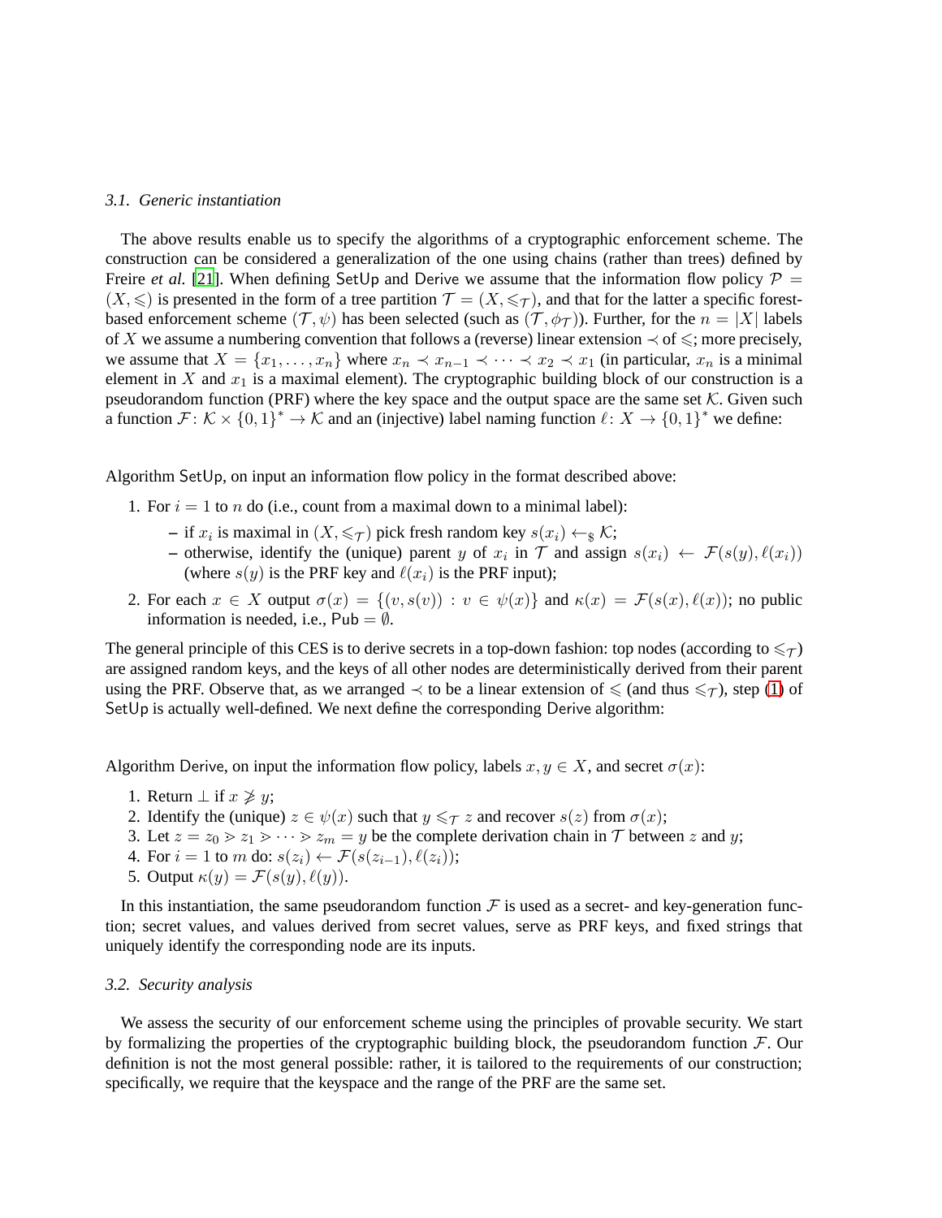### 3.1. Generic instantiation

The above results enable us to specify the algorithms of a cryptographic enforcement scheme. The construction can be considered a generalization of the one using chains (rather than trees) defined by Freire *et al.* [21]. When defining SetUp and Derive we assume that the information flow policy $\mathcal{P} = (X, \leqslant)$ is presented in the form of a tree partition $\mathcal{T} = (X, \leqslant_{\mathcal{T}})$, and that for the latter a specific forest-based enforcement scheme $(\mathcal{T}, \psi)$ has been selected (such as $(\mathcal{T}, \phi_{\mathcal{T}})$). Further, for the $n = |X|$ labels of $X$ we assume a numbering convention that follows a (reverse) linear extension $\prec$ of $\leqslant$; more precisely, we assume that $X = \{x_1, \ldots, x_n\}$ where $x_n \prec x_{n-1} \prec \cdots \prec x_2 \prec x_1$ (in particular, $x_n$ is a minimal element in $X$ and $x_1$ is a maximal element). The cryptographic building block of our construction is a pseudorandom function (PRF) where the key space and the output space are the same set $\mathcal{K}$. Given such a function $\mathcal{F} \colon \mathcal{K} \times \{0,1\}^* \to \mathcal{K}$ and an (injective) label naming function $\ell \colon X \to \{0,1\}^*$ we define:

Algorithm SetUp, on input an information flow policy in the format described above:

1. For $i = 1$ to $n$ do (i.e., count from a maximal down to a minimal label):
   - if $x_i$ is maximal in $(X, \leqslant_{\mathcal{T}})$ pick fresh random key $s(x_i) \leftarrow_{\$} \mathcal{K}$;
   - otherwise, identify the (unique) parent $y$ of $x_i$ in $\mathcal{T}$ and assign $s(x_i) \leftarrow \mathcal{F}(s(y), \ell(x_i))$ (where $s(y)$ is the PRF key and $\ell(x_i)$ is the PRF input);
2. For each $x \in X$ output $\sigma(x) = \{(v, s(v)) : v \in \psi(x)\}$ and $\kappa(x) = \mathcal{F}(s(x), \ell(x))$; no public information is needed, i.e., $\mathsf{Pub} = \emptyset$.

The general principle of this CES is to derive secrets in a top-down fashion: top nodes (according to $\leqslant_{\mathcal{T}}$) are assigned random keys, and the keys of all other nodes are deterministically derived from their parent using the PRF. Observe that, as we arranged $\prec$ to be a linear extension of $\leqslant$ (and thus $\leqslant_{\mathcal{T}}$), step (1) of SetUp is actually well-defined. We next define the corresponding Derive algorithm:

Algorithm Derive, on input the information flow policy, labels $x, y \in X$, and secret $\sigma(x)$:

1. Return $\perp$ if $x \ngeqslant y$;
2. Identify the (unique) $z \in \psi(x)$ such that $y \leqslant_{\mathcal{T}} z$ and recover $s(z)$ from $\sigma(x)$;
3. Let $z = z_0 \gtrdot z_1 \gtrdot \cdots \gtrdot z_m = y$ be the complete derivation chain in $\mathcal{T}$ between $z$ and $y$;
4. For $i = 1$ to $m$ do: $s(z_i) \leftarrow \mathcal{F}(s(z_{i-1}), \ell(z_i))$;
5. Output $\kappa(y) = \mathcal{F}(s(y), \ell(y))$.

In this instantiation, the same pseudorandom function $\mathcal{F}$ is used as a secret- and key-generation function; secret values, and values derived from secret values, serve as PRF keys, and fixed strings that uniquely identify the corresponding node are its inputs.

### 3.2. Security analysis

We assess the security of our enforcement scheme using the principles of provable security. We start by formalizing the properties of the cryptographic building block, the pseudorandom function $\mathcal{F}$. Our definition is not the most general possible: rather, it is tailored to the requirements of our construction; specifically, we require that the keyspace and the range of the PRF are the same set.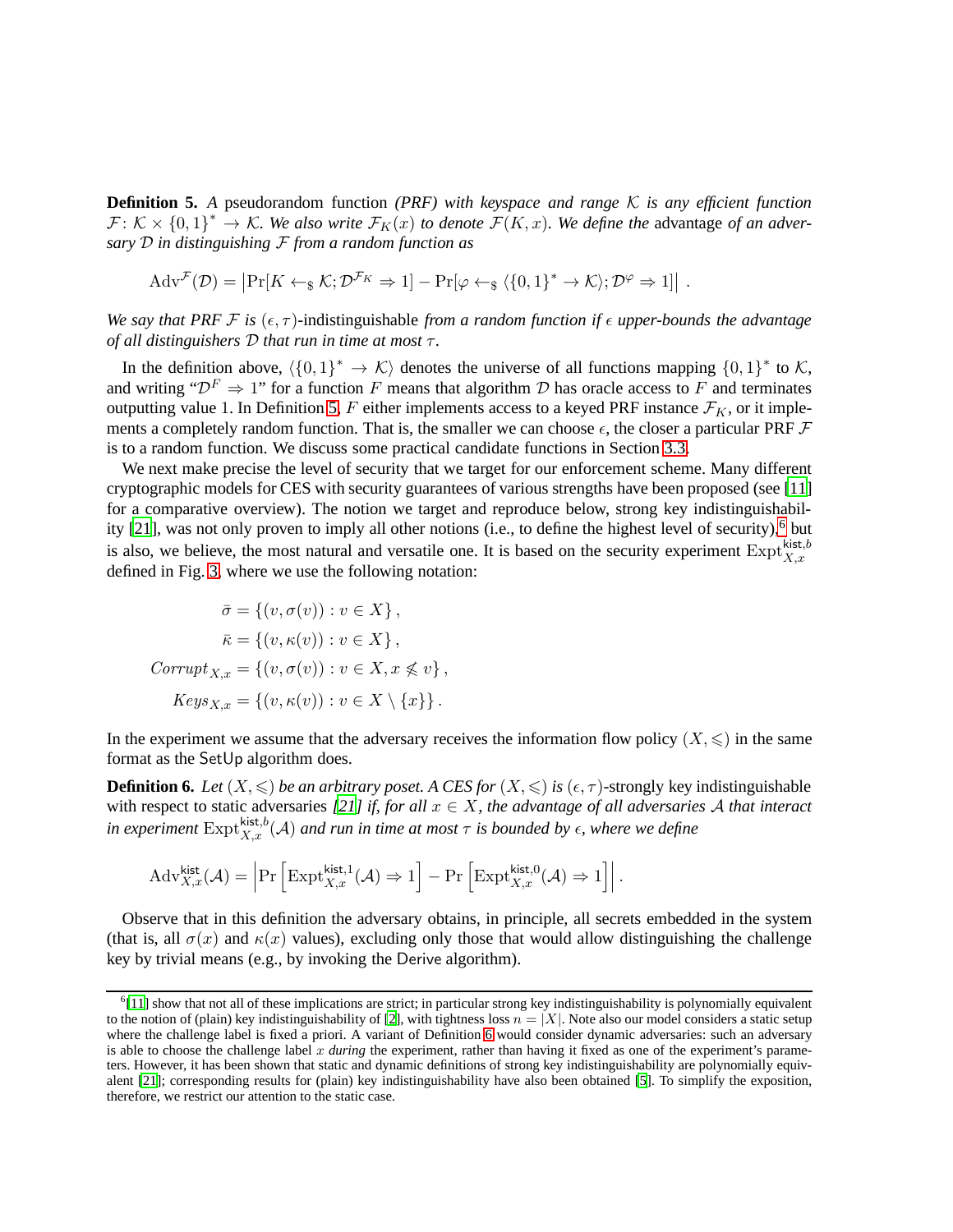**Definition 5.** *A* pseudorandom function *(PRF) with keyspace and range $\mathcal{K}$ is any efficient function $\mathcal{F}\colon \mathcal{K} \times \{0,1\}^* \to \mathcal{K}$. We also write $\mathcal{F}_K(x)$ to denote $\mathcal{F}(K,x)$. We define the* advantage *of an adversary $\mathcal{D}$ in distinguishing $\mathcal{F}$ from a random function as*

$$\mathrm{Adv}^{\mathcal{F}}(\mathcal{D}) = \left|\Pr[K \leftarrow_{\$} \mathcal{K}; \mathcal{D}^{\mathcal{F}_K} \Rightarrow 1] - \Pr[\varphi \leftarrow_{\$} \langle\{0,1\}^* \to \mathcal{K}\rangle; \mathcal{D}^{\varphi} \Rightarrow 1]\right| .$$

*We say that PRF $\mathcal{F}$ is $(\epsilon,\tau)$-*indistinguishable *from a random function if $\epsilon$ upper-bounds the advantage of all distinguishers $\mathcal{D}$ that run in time at most $\tau$.*

In the definition above, $\langle\{0,1\}^* \to \mathcal{K}\rangle$ denotes the universe of all functions mapping $\{0,1\}^*$ to $\mathcal{K}$, and writing "$\mathcal{D}^F \Rightarrow 1$" for a function $F$ means that algorithm $\mathcal{D}$ has oracle access to $F$ and terminates outputting value 1. In Definition 5, $F$ either implements access to a keyed PRF instance $\mathcal{F}_K$, or it implements a completely random function. That is, the smaller we can choose $\epsilon$, the closer a particular PRF $\mathcal{F}$ is to a random function. We discuss some practical candidate functions in Section 3.3.

We next make precise the level of security that we target for our enforcement scheme. Many different cryptographic models for CES with security guarantees of various strengths have been proposed (see [11] for a comparative overview). The notion we target and reproduce below, strong key indistinguishability [21], was not only proven to imply all other notions (i.e., to define the highest level of security),[6] but is also, we believe, the most natural and versatile one. It is based on the security experiment $\mathrm{Expt}^{\mathsf{kist},b}_{X,x}$ defined in Fig. 3, where we use the following notation:

$$\begin{aligned}
\bar{\sigma} &= \{(v,\sigma(v)) : v \in X\}\,,\\
\bar{\kappa} &= \{(v,\kappa(v)) : v \in X\}\,,\\
\mathit{Corrupt}_{X,x} &= \{(v,\sigma(v)) : v \in X, x \not\leqslant v\}\,,\\
\mathit{Keys}_{X,x} &= \{(v,\kappa(v)) : v \in X \setminus \{x\}\}\,.
\end{aligned}$$

In the experiment we assume that the adversary receives the information flow policy $(X,\leqslant)$ in the same format as the $\mathsf{SetUp}$ algorithm does.

**Definition 6.** *Let $(X,\leqslant)$ be an arbitrary poset. A CES for $(X,\leqslant)$ is $(\epsilon,\tau)$-*strongly key indistinguishable with respect to static adversaries *[21] if, for all $x \in X$, the advantage of all adversaries $\mathcal{A}$ that interact in experiment $\mathrm{Expt}^{\mathsf{kist},b}_{X,x}(\mathcal{A})$ and run in time at most $\tau$ is bounded by $\epsilon$, where we define*

$$\mathrm{Adv}^{\mathsf{kist}}_{X,x}(\mathcal{A}) = \left|\Pr\left[\mathrm{Expt}^{\mathsf{kist},1}_{X,x}(\mathcal{A}) \Rightarrow 1\right] - \Pr\left[\mathrm{Expt}^{\mathsf{kist},0}_{X,x}(\mathcal{A}) \Rightarrow 1\right]\right| .$$

Observe that in this definition the adversary obtains, in principle, all secrets embedded in the system (that is, all $\sigma(x)$ and $\kappa(x)$ values), excluding only those that would allow distinguishing the challenge key by trivial means (e.g., by invoking the $\mathsf{Derive}$ algorithm).

---

[6] [11] show that not all of these implications are strict; in particular strong key indistinguishability is polynomially equivalent to the notion of (plain) key indistinguishability of [2], with tightness loss $n = |X|$. Note also our model considers a static setup where the challenge label is fixed a priori. A variant of Definition 6 would consider dynamic adversaries: such an adversary is able to choose the challenge label $x$ *during* the experiment, rather than having it fixed as one of the experiment's parameters. However, it has been shown that static and dynamic definitions of strong key indistinguishability are polynomially equivalent [21]; corresponding results for (plain) key indistinguishability have also been obtained [5]. To simplify the exposition, therefore, we restrict our attention to the static case.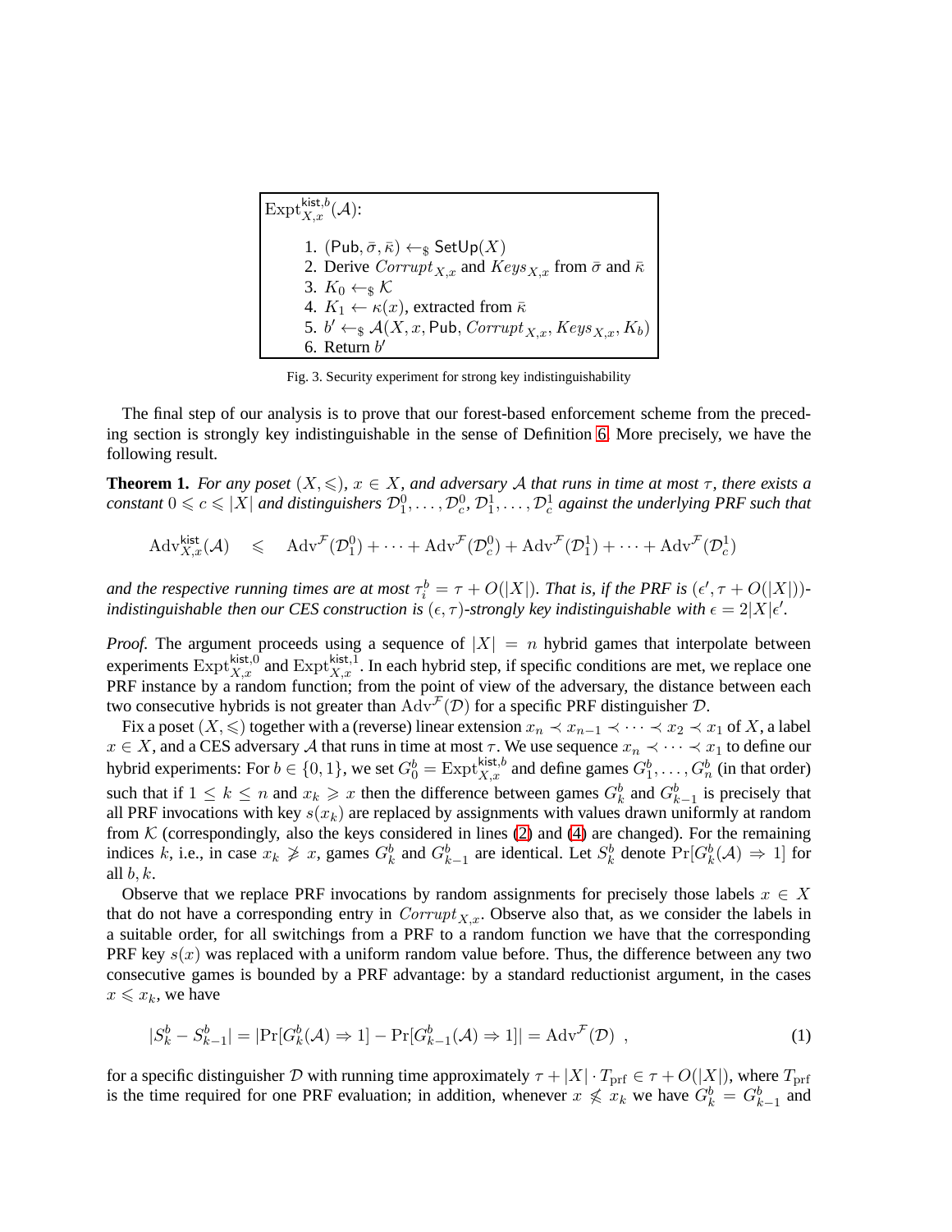$\mathrm{Expt}^{\mathsf{kist},b}_{X,x}(\mathcal{A})$:

1. $(\mathsf{Pub}, \bar{\sigma}, \bar{\kappa}) \leftarrow_{\$} \mathsf{SetUp}(X)$
2. Derive $Corrupt_{X,x}$ and $Keys_{X,x}$ from $\bar{\sigma}$ and $\bar{\kappa}$
3. $K_0 \leftarrow_{\$} \mathcal{K}$
4. $K_1 \leftarrow \kappa(x)$, extracted from $\bar{\kappa}$
5. $b' \leftarrow_{\$} \mathcal{A}(X, x, \mathsf{Pub}, Corrupt_{X,x}, Keys_{X,x}, K_b)$
6. Return $b'$

Fig. 3. Security experiment for strong key indistinguishability

The final step of our analysis is to prove that our forest-based enforcement scheme from the preceding section is strongly key indistinguishable in the sense of Definition 6. More precisely, we have the following result.

**Theorem 1.** *For any poset $(X, \leqslant)$, $x \in X$, and adversary $\mathcal{A}$ that runs in time at most $\tau$, there exists a constant $0 \leqslant c \leqslant |X|$ and distinguishers $\mathcal{D}^0_1, \ldots, \mathcal{D}^0_c, \mathcal{D}^1_1, \ldots, \mathcal{D}^1_c$ against the underlying PRF such that*

$$\mathrm{Adv}^{\mathsf{kist}}_{X,x}(\mathcal{A}) \quad \leqslant \quad \mathrm{Adv}^{\mathcal{F}}(\mathcal{D}^0_1) + \cdots + \mathrm{Adv}^{\mathcal{F}}(\mathcal{D}^0_c) + \mathrm{Adv}^{\mathcal{F}}(\mathcal{D}^1_1) + \cdots + \mathrm{Adv}^{\mathcal{F}}(\mathcal{D}^1_c)$$

*and the respective running times are at most $\tau^b_i = \tau + O(|X|)$. That is, if the PRF is $(\epsilon', \tau + O(|X|))$-indistinguishable then our CES construction is $(\epsilon, \tau)$-strongly key indistinguishable with $\epsilon = 2|X|\epsilon'$.*

*Proof.* The argument proceeds using a sequence of $|X| = n$ hybrid games that interpolate between experiments $\mathrm{Expt}^{\mathsf{kist},0}_{X,x}$ and $\mathrm{Expt}^{\mathsf{kist},1}_{X,x}$. In each hybrid step, if specific conditions are met, we replace one PRF instance by a random function; from the point of view of the adversary, the distance between each two consecutive hybrids is not greater than $\mathrm{Adv}^{\mathcal{F}}(\mathcal{D})$ for a specific PRF distinguisher $\mathcal{D}$.

Fix a poset $(X, \leqslant)$ together with a (reverse) linear extension $x_n \prec x_{n-1} \prec \cdots \prec x_2 \prec x_1$ of $X$, a label $x \in X$, and a CES adversary $\mathcal{A}$ that runs in time at most $\tau$. We use sequence $x_n \prec \cdots \prec x_1$ to define our hybrid experiments: For $b \in \{0, 1\}$, we set $G^b_0 = \mathrm{Expt}^{\mathsf{kist},b}_{X,x}$ and define games $G^b_1, \ldots, G^b_n$ (in that order) such that if $1 \leq k \leq n$ and $x_k \geqslant x$ then the difference between games $G^b_k$ and $G^b_{k-1}$ is precisely that all PRF invocations with key $s(x_k)$ are replaced by assignments with values drawn uniformly at random from $\mathcal{K}$ (correspondingly, also the keys considered in lines (2) and (4) are changed). For the remaining indices $k$, i.e., in case $x_k \ngeqslant x$, games $G^b_k$ and $G^b_{k-1}$ are identical. Let $S^b_k$ denote $\Pr[G^b_k(\mathcal{A}) \Rightarrow 1]$ for all $b, k$.

Observe that we replace PRF invocations by random assignments for precisely those labels $x \in X$ that do not have a corresponding entry in $Corrupt_{X,x}$. Observe also that, as we consider the labels in a suitable order, for all switchings from a PRF to a random function we have that the corresponding PRF key $s(x)$ was replaced with a uniform random value before. Thus, the difference between any two consecutive games is bounded by a PRF advantage: by a standard reductionist argument, in the cases $x \leqslant x_k$, we have

$$|S^b_k - S^b_{k-1}| = |\Pr[G^b_k(\mathcal{A}) \Rightarrow 1] - \Pr[G^b_{k-1}(\mathcal{A}) \Rightarrow 1]| = \mathrm{Adv}^{\mathcal{F}}(\mathcal{D}) \ , \tag{1}$$

for a specific distinguisher $\mathcal{D}$ with running time approximately $\tau + |X| \cdot T_{\mathrm{prf}} \in \tau + O(|X|)$, where $T_{\mathrm{prf}}$ is the time required for one PRF evaluation; in addition, whenever $x \nleqslant x_k$ we have $G^b_k = G^b_{k-1}$ and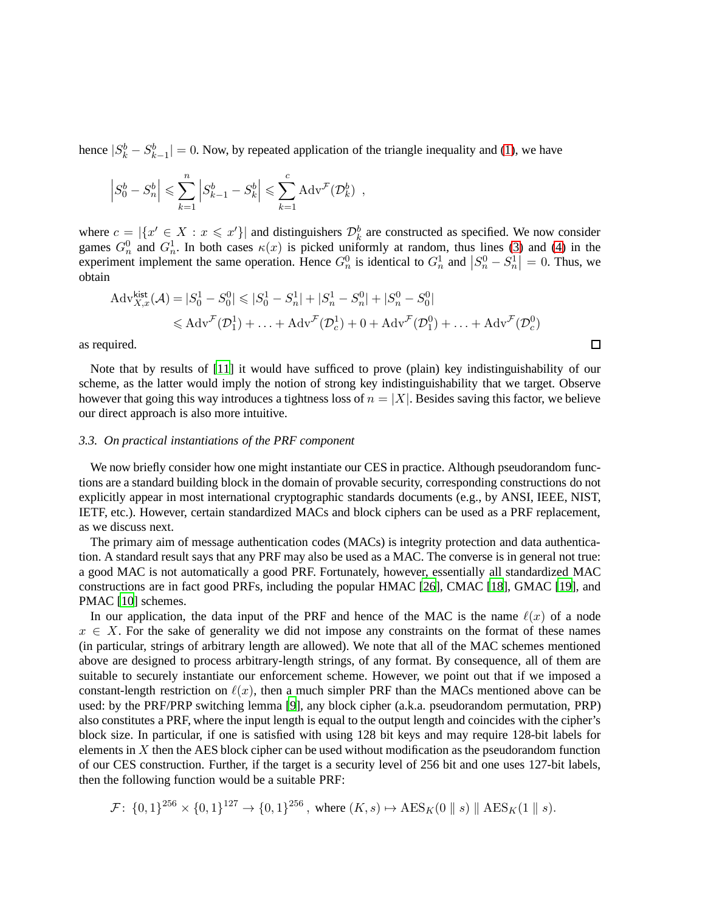hence $|S_k^b - S_{k-1}^b| = 0$. Now, by repeated application of the triangle inequality and (1), we have

$$\left|S_0^b - S_n^b\right| \leqslant \sum_{k=1}^{n} \left|S_{k-1}^b - S_k^b\right| \leqslant \sum_{k=1}^{c} \mathrm{Adv}^{\mathcal{F}}(\mathcal{D}_k^b) \ ,$$

where $c = |\{x' \in X : x \leqslant x'\}|$ and distinguishers $\mathcal{D}_k^b$ are constructed as specified. We now consider games $G_n^0$ and $G_n^1$. In both cases $\kappa(x)$ is picked uniformly at random, thus lines (3) and (4) in the experiment implement the same operation. Hence $G_n^0$ is identical to $G_n^1$ and $\left|S_n^0 - S_n^1\right| = 0$. Thus, we obtain

$$\begin{aligned}\mathrm{Adv}_{X,x}^{\mathsf{kist}}(\mathcal{A}) &= |S_0^1 - S_0^0| \leqslant |S_0^1 - S_n^1| + |S_n^1 - S_n^0| + |S_n^0 - S_0^0| \\ &\leqslant \mathrm{Adv}^{\mathcal{F}}(\mathcal{D}_1^1) + \ldots + \mathrm{Adv}^{\mathcal{F}}(\mathcal{D}_c^1) + 0 + \mathrm{Adv}^{\mathcal{F}}(\mathcal{D}_1^0) + \ldots + \mathrm{Adv}^{\mathcal{F}}(\mathcal{D}_c^0)\end{aligned}$$

as required. □

Note that by results of [11] it would have sufficed to prove (plain) key indistinguishability of our scheme, as the latter would imply the notion of strong key indistinguishability that we target. Observe however that going this way introduces a tightness loss of $n = |X|$. Besides saving this factor, we believe our direct approach is also more intuitive.

### *3.3. On practical instantiations of the PRF component*

We now briefly consider how one might instantiate our CES in practice. Although pseudorandom functions are a standard building block in the domain of provable security, corresponding constructions do not explicitly appear in most international cryptographic standards documents (e.g., by ANSI, IEEE, NIST, IETF, etc.). However, certain standardized MACs and block ciphers can be used as a PRF replacement, as we discuss next.

The primary aim of message authentication codes (MACs) is integrity protection and data authentication. A standard result says that any PRF may also be used as a MAC. The converse is in general not true: a good MAC is not automatically a good PRF. Fortunately, however, essentially all standardized MAC constructions are in fact good PRFs, including the popular HMAC [26], CMAC [18], GMAC [19], and PMAC [10] schemes.

In our application, the data input of the PRF and hence of the MAC is the name $\ell(x)$ of a node $x \in X$. For the sake of generality we did not impose any constraints on the format of these names (in particular, strings of arbitrary length are allowed). We note that all of the MAC schemes mentioned above are designed to process arbitrary-length strings, of any format. By consequence, all of them are suitable to securely instantiate our enforcement scheme. However, we point out that if we imposed a constant-length restriction on $\ell(x)$, then a much simpler PRF than the MACs mentioned above can be used: by the PRF/PRP switching lemma [9], any block cipher (a.k.a. pseudorandom permutation, PRP) also constitutes a PRF, where the input length is equal to the output length and coincides with the cipher's block size. In particular, if one is satisfied with using 128 bit keys and may require 128-bit labels for elements in $X$ then the AES block cipher can be used without modification as the pseudorandom function of our CES construction. Further, if the target is a security level of 256 bit and one uses 127-bit labels, then the following function would be a suitable PRF:

$$\mathcal{F}\colon \{0,1\}^{256} \times \{0,1\}^{127} \to \{0,1\}^{256} \,, \text{ where } (K,s) \mapsto \mathrm{AES}_K(0 \parallel s) \parallel \mathrm{AES}_K(1 \parallel s).$$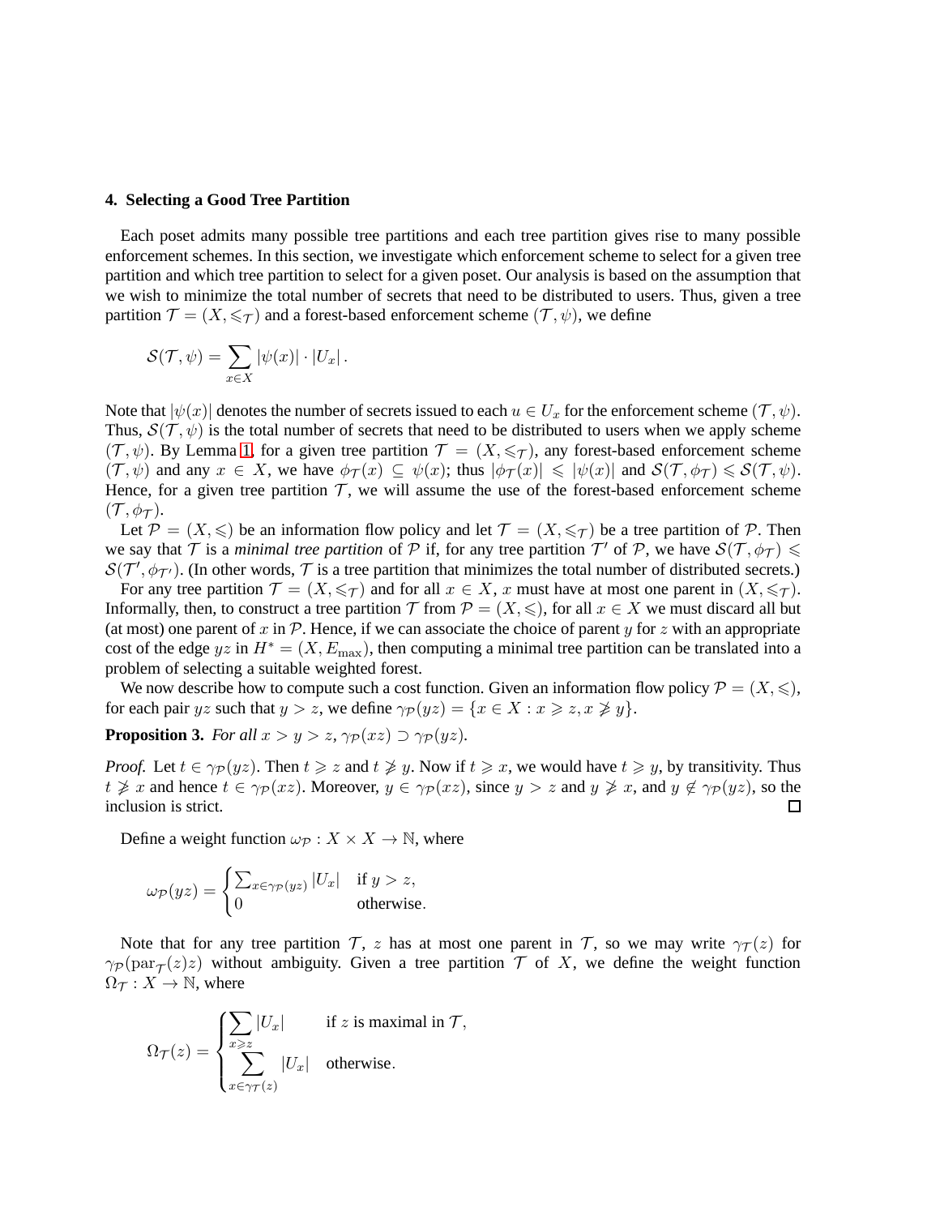## 4. Selecting a Good Tree Partition

Each poset admits many possible tree partitions and each tree partition gives rise to many possible enforcement schemes. In this section, we investigate which enforcement scheme to select for a given tree partition and which tree partition to select for a given poset. Our analysis is based on the assumption that we wish to minimize the total number of secrets that need to be distributed to users. Thus, given a tree partition $\mathcal{T} = (X, \leqslant_{\mathcal{T}})$ and a forest-based enforcement scheme $(\mathcal{T}, \psi)$, we define

$$\mathcal{S}(\mathcal{T}, \psi) = \sum_{x \in X} |\psi(x)| \cdot |U_x| \, .$$

Note that $|\psi(x)|$ denotes the number of secrets issued to each $u \in U_x$ for the enforcement scheme $(\mathcal{T}, \psi)$. Thus, $\mathcal{S}(\mathcal{T}, \psi)$ is the total number of secrets that need to be distributed to users when we apply scheme $(\mathcal{T}, \psi)$. By Lemma 1, for a given tree partition $\mathcal{T} = (X, \leqslant_{\mathcal{T}})$, any forest-based enforcement scheme $(\mathcal{T}, \psi)$ and any $x \in X$, we have $\phi_{\mathcal{T}}(x) \subseteq \psi(x)$; thus $|\phi_{\mathcal{T}}(x)| \leqslant |\psi(x)|$ and $\mathcal{S}(\mathcal{T}, \phi_{\mathcal{T}}) \leqslant \mathcal{S}(\mathcal{T}, \psi)$. Hence, for a given tree partition $\mathcal{T}$, we will assume the use of the forest-based enforcement scheme $(\mathcal{T}, \phi_{\mathcal{T}})$.

Let $\mathcal{P} = (X, \leqslant)$ be an information flow policy and let $\mathcal{T} = (X, \leqslant_{\mathcal{T}})$ be a tree partition of $\mathcal{P}$. Then we say that $\mathcal{T}$ is a *minimal tree partition* of $\mathcal{P}$ if, for any tree partition $\mathcal{T}'$ of $\mathcal{P}$, we have $\mathcal{S}(\mathcal{T}, \phi_{\mathcal{T}}) \leqslant \mathcal{S}(\mathcal{T}', \phi_{\mathcal{T}'})$. (In other words, $\mathcal{T}$ is a tree partition that minimizes the total number of distributed secrets.)

For any tree partition $\mathcal{T} = (X, \leqslant_{\mathcal{T}})$ and for all $x \in X$, $x$ must have at most one parent in $(X, \leqslant_{\mathcal{T}})$. Informally, then, to construct a tree partition $\mathcal{T}$ from $\mathcal{P} = (X, \leqslant)$, for all $x \in X$ we must discard all but (at most) one parent of $x$ in $\mathcal{P}$. Hence, if we can associate the choice of parent $y$ for $z$ with an appropriate cost of the edge $yz$ in $H^* = (X, E_{\max})$, then computing a minimal tree partition can be translated into a problem of selecting a suitable weighted forest.

We now describe how to compute such a cost function. Given an information flow policy $\mathcal{P} = (X, \leqslant)$, for each pair $yz$ such that $y > z$, we define $\gamma_{\mathcal{P}}(yz) = \{x \in X : x \geqslant z, x \ngeqslant y\}$.

**Proposition 3.** *For all $x > y > z$, $\gamma_{\mathcal{P}}(xz) \supset \gamma_{\mathcal{P}}(yz)$.*

*Proof.* Let $t \in \gamma_{\mathcal{P}}(yz)$. Then $t \geqslant z$ and $t \ngeqslant y$. Now if $t \geqslant x$, we would have $t \geqslant y$, by transitivity. Thus $t \ngeqslant x$ and hence $t \in \gamma_{\mathcal{P}}(xz)$. Moreover, $y \in \gamma_{\mathcal{P}}(xz)$, since $y > z$ and $y \ngeqslant x$, and $y \notin \gamma_{\mathcal{P}}(yz)$, so the inclusion is strict. ◻

Define a weight function $\omega_{\mathcal{P}} : X \times X \to \mathbb{N}$, where

$$\omega_{\mathcal{P}}(yz) = \begin{cases} \sum_{x \in \gamma_{\mathcal{P}}(yz)} |U_x| & \text{if } y > z, \\ 0 & \text{otherwise}. \end{cases}$$

Note that for any tree partition $\mathcal{T}$, $z$ has at most one parent in $\mathcal{T}$, so we may write $\gamma_{\mathcal{T}}(z)$ for $\gamma_{\mathcal{P}}(\mathrm{par}_{\mathcal{T}}(z)z)$ without ambiguity. Given a tree partition $\mathcal{T}$ of $X$, we define the weight function $\Omega_{\mathcal{T}} : X \to \mathbb{N}$, where

$$\Omega_{\mathcal{T}}(z) = \begin{cases} \displaystyle\sum_{x \geqslant z} |U_x| & \text{if } z \text{ is maximal in } \mathcal{T}, \\ \displaystyle\sum_{x \in \gamma_{\mathcal{T}}(z)} |U_x| & \text{otherwise}. \end{cases}$$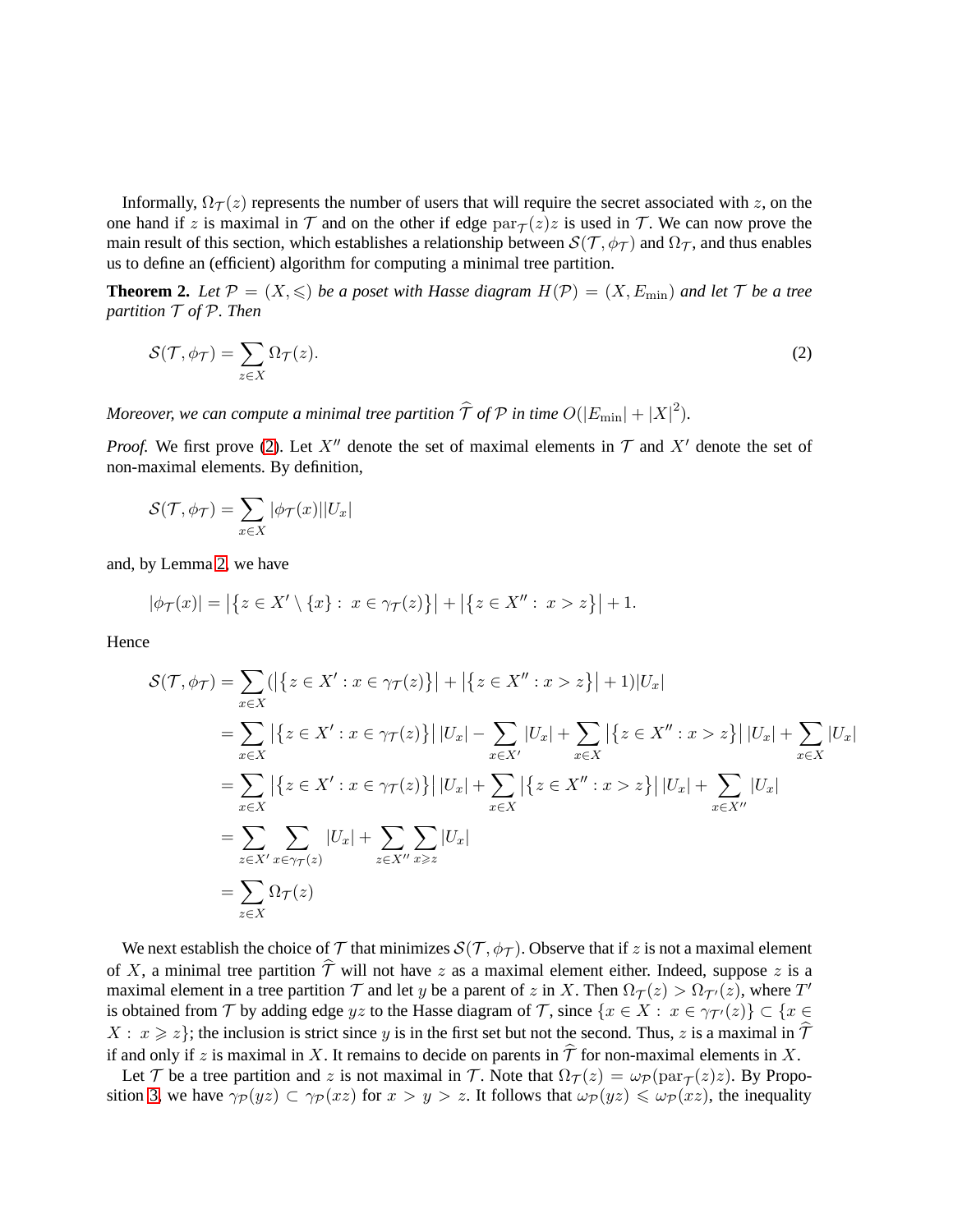Informally, $\Omega_{\mathcal{T}}(z)$ represents the number of users that will require the secret associated with $z$, on the one hand if $z$ is maximal in $\mathcal{T}$ and on the other if edge $\mathrm{par}_{\mathcal{T}}(z)z$ is used in $\mathcal{T}$. We can now prove the main result of this section, which establishes a relationship between $\mathcal{S}(\mathcal{T}, \phi_{\mathcal{T}})$ and $\Omega_{\mathcal{T}}$, and thus enables us to define an (efficient) algorithm for computing a minimal tree partition.

**Theorem 2.** *Let $\mathcal{P} = (X, \leqslant)$ be a poset with Hasse diagram $H(\mathcal{P}) = (X, E_{\min})$ and let $\mathcal{T}$ be a tree partition $\mathcal{T}$ of $\mathcal{P}$. Then*

$$\mathcal{S}(\mathcal{T}, \phi_{\mathcal{T}}) = \sum_{z \in X} \Omega_{\mathcal{T}}(z). \tag{2}$$

*Moreover, we can compute a minimal tree partition $\widehat{\mathcal{T}}$ of $\mathcal{P}$ in time $O(|E_{\min}| + |X|^2)$.*

*Proof.* We first prove (2). Let $X''$ denote the set of maximal elements in $\mathcal{T}$ and $X'$ denote the set of non-maximal elements. By definition,

$$\mathcal{S}(\mathcal{T}, \phi_{\mathcal{T}}) = \sum_{x \in X} |\phi_{\mathcal{T}}(x)||U_x|$$

and, by Lemma 2, we have

$$|\phi_{\mathcal{T}}(x)| = \left|\{z \in X' \setminus \{x\} : \, x \in \gamma_{\mathcal{T}}(z)\}\right| + \left|\{z \in X'' : \, x > z\}\right| + 1.$$

Hence

$$\begin{aligned}
\mathcal{S}(\mathcal{T}, \phi_{\mathcal{T}}) &= \sum_{x \in X} (\left|\{z \in X' : x \in \gamma_{\mathcal{T}}(z)\}\right| + \left|\{z \in X'' : x > z\}\right| + 1)|U_x| \\
&= \sum_{x \in X} \left|\{z \in X' : x \in \gamma_{\mathcal{T}}(z)\}\right| |U_x| - \sum_{x \in X'} |U_x| + \sum_{x \in X} \left|\{z \in X'' : x > z\}\right| |U_x| + \sum_{x \in X} |U_x| \\
&= \sum_{x \in X} \left|\{z \in X' : x \in \gamma_{\mathcal{T}}(z)\}\right| |U_x| + \sum_{x \in X} \left|\{z \in X'' : x > z\}\right| |U_x| + \sum_{x \in X''} |U_x| \\
&= \sum_{z \in X'} \sum_{x \in \gamma_{\mathcal{T}}(z)} |U_x| + \sum_{z \in X''} \sum_{x \geqslant z} |U_x| \\
&= \sum_{z \in X} \Omega_{\mathcal{T}}(z)
\end{aligned}$$

We next establish the choice of $\mathcal{T}$ that minimizes $\mathcal{S}(\mathcal{T}, \phi_{\mathcal{T}})$. Observe that if $z$ is not a maximal element of $X$, a minimal tree partition $\widehat{\mathcal{T}}$ will not have $z$ as a maximal element either. Indeed, suppose $z$ is a maximal element in a tree partition $\mathcal{T}$ and let $y$ be a parent of $z$ in $X$. Then $\Omega_{\mathcal{T}}(z) > \Omega_{\mathcal{T}'}(z)$, where $T'$ is obtained from $\mathcal{T}$ by adding edge $yz$ to the Hasse diagram of $\mathcal{T}$, since $\{x \in X : \, x \in \gamma_{\mathcal{T}'}(z)\} \subset \{x \in X : \, x \geqslant z\}$; the inclusion is strict since $y$ is in the first set but not the second. Thus, $z$ is a maximal in $\widehat{\mathcal{T}}$ if and only if $z$ is maximal in $X$. It remains to decide on parents in $\widehat{\mathcal{T}}$ for non-maximal elements in $X$.

Let $\mathcal{T}$ be a tree partition and $z$ is not maximal in $\mathcal{T}$. Note that $\Omega_{\mathcal{T}}(z) = \omega_{\mathcal{P}}(\mathrm{par}_{\mathcal{T}}(z)z)$. By Proposition 3, we have $\gamma_{\mathcal{P}}(yz) \subset \gamma_{\mathcal{P}}(xz)$ for $x > y > z$. It follows that $\omega_{\mathcal{P}}(yz) \leqslant \omega_{\mathcal{P}}(xz)$, the inequality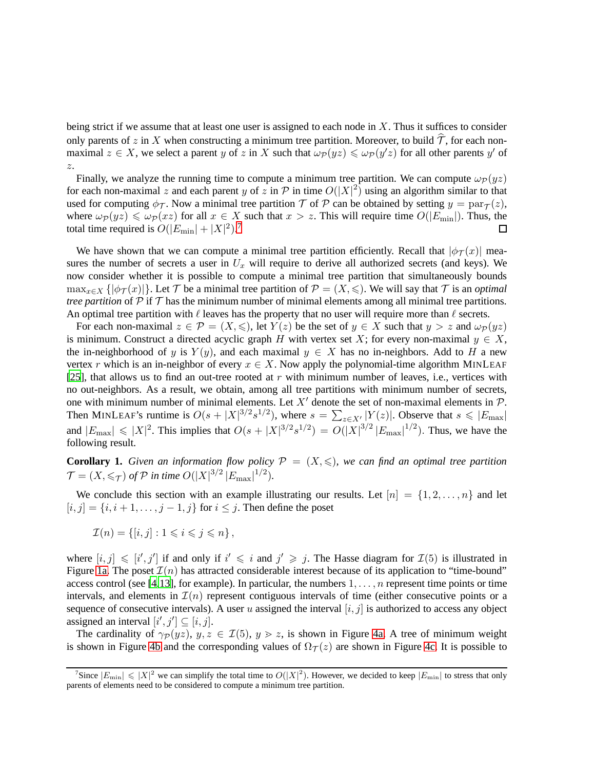being strict if we assume that at least one user is assigned to each node in $X$. Thus it suffices to consider only parents of $z$ in $X$ when constructing a minimum tree partition. Moreover, to build $\widehat{\mathcal{T}}$, for each non-maximal $z \in X$, we select a parent $y$ of $z$ in $X$ such that $\omega_{\mathcal{P}}(yz) \leqslant \omega_{\mathcal{P}}(y'z)$ for all other parents $y'$ of $z$.

Finally, we analyze the running time to compute a minimum tree partition. We can compute $\omega_{\mathcal{P}}(yz)$ for each non-maximal $z$ and each parent $y$ of $z$ in $\mathcal{P}$ in time $O(|X|^2)$ using an algorithm similar to that used for computing $\phi_{\mathcal{T}}$. Now a minimal tree partition $\mathcal{T}$ of $\mathcal{P}$ can be obtained by setting $y = \mathrm{par}_{\mathcal{T}}(z)$, where $\omega_{\mathcal{P}}(yz) \leqslant \omega_{\mathcal{P}}(xz)$ for all $x \in X$ such that $x > z$. This will require time $O(|E_{\min}|)$. Thus, the total time required is $O(|E_{\min}| + |X|^2)$.[7] □

We have shown that we can compute a minimal tree partition efficiently. Recall that $|\phi_{\mathcal{T}}(x)|$ measures the number of secrets a user in $U_x$ will require to derive all authorized secrets (and keys). We now consider whether it is possible to compute a minimal tree partition that simultaneously bounds $\max_{x \in X}\{|\phi_{\mathcal{T}}(x)|\}$. Let $\mathcal{T}$ be a minimal tree partition of $\mathcal{P} = (X, \leqslant)$. We will say that $\mathcal{T}$ is an *optimal tree partition* of $\mathcal{P}$ if $\mathcal{T}$ has the minimum number of minimal elements among all minimal tree partitions. An optimal tree partition with $\ell$ leaves has the property that no user will require more than $\ell$ secrets.

For each non-maximal $z \in \mathcal{P} = (X, \leqslant)$, let $Y(z)$ be the set of $y \in X$ such that $y > z$ and $\omega_{\mathcal{P}}(yz)$ is minimum. Construct a directed acyclic graph $H$ with vertex set $X$; for every non-maximal $y \in X$, the in-neighborhood of $y$ is $Y(y)$, and each maximal $y \in X$ has no in-neighbors. Add to $H$ a new vertex $r$ which is an in-neighbor of every $x \in X$. Now apply the polynomial-time algorithm MINLEAF [25], that allows us to find an out-tree rooted at $r$ with minimum number of leaves, i.e., vertices with no out-neighbors. As a result, we obtain, among all tree partitions with minimum number of secrets, one with minimum number of minimal elements. Let $X'$ denote the set of non-maximal elements in $\mathcal{P}$. Then MINLEAF's runtime is $O(s + |X|^{3/2}s^{1/2})$, where $s = \sum_{z \in X'} |Y(z)|$. Observe that $s \leqslant |E_{\max}|$ and $|E_{\max}| \leqslant |X|^2$. This implies that $O(s + |X|^{3/2}s^{1/2}) = O(|X|^{3/2}|E_{\max}|^{1/2})$. Thus, we have the following result.

**Corollary 1.** *Given an information flow policy $\mathcal{P} = (X, \leqslant)$, we can find an optimal tree partition $\mathcal{T} = (X, \leqslant_{\mathcal{T}})$ of $\mathcal{P}$ in time $O(|X|^{3/2}|E_{\max}|^{1/2})$.*

We conclude this section with an example illustrating our results. Let $[n] = \{1, 2, \ldots, n\}$ and let $[i, j] = \{i, i+1, \ldots, j-1, j\}$ for $i \leq j$. Then define the poset

$$\mathcal{I}(n) = \{[i, j] : 1 \leqslant i \leqslant j \leqslant n\},$$

where $[i, j] \leqslant [i', j']$ if and only if $i' \leqslant i$ and $j' \geqslant j$. The Hasse diagram for $\mathcal{I}(5)$ is illustrated in Figure 1a. The poset $\mathcal{I}(n)$ has attracted considerable interest because of its application to "time-bound" access control (see [4,13], for example). In particular, the numbers $1, \ldots, n$ represent time points or time intervals, and elements in $\mathcal{I}(n)$ represent contiguous intervals of time (either consecutive points or a sequence of consecutive intervals). A user $u$ assigned the interval $[i, j]$ is authorized to access any object assigned an interval $[i', j'] \subseteq [i, j]$.

The cardinality of $\gamma_{\mathcal{P}}(yz)$, $y, z \in \mathcal{I}(5)$, $y > z$, is shown in Figure 4a. A tree of minimum weight is shown in Figure 4b and the corresponding values of $\Omega_{\mathcal{T}}(z)$ are shown in Figure 4c. It is possible to

[7] Since $|E_{\min}| \leqslant |X|^2$ we can simplify the total time to $O(|X|^2)$. However, we decided to keep $|E_{\min}|$ to stress that only parents of elements need to be considered to compute a minimum tree partition.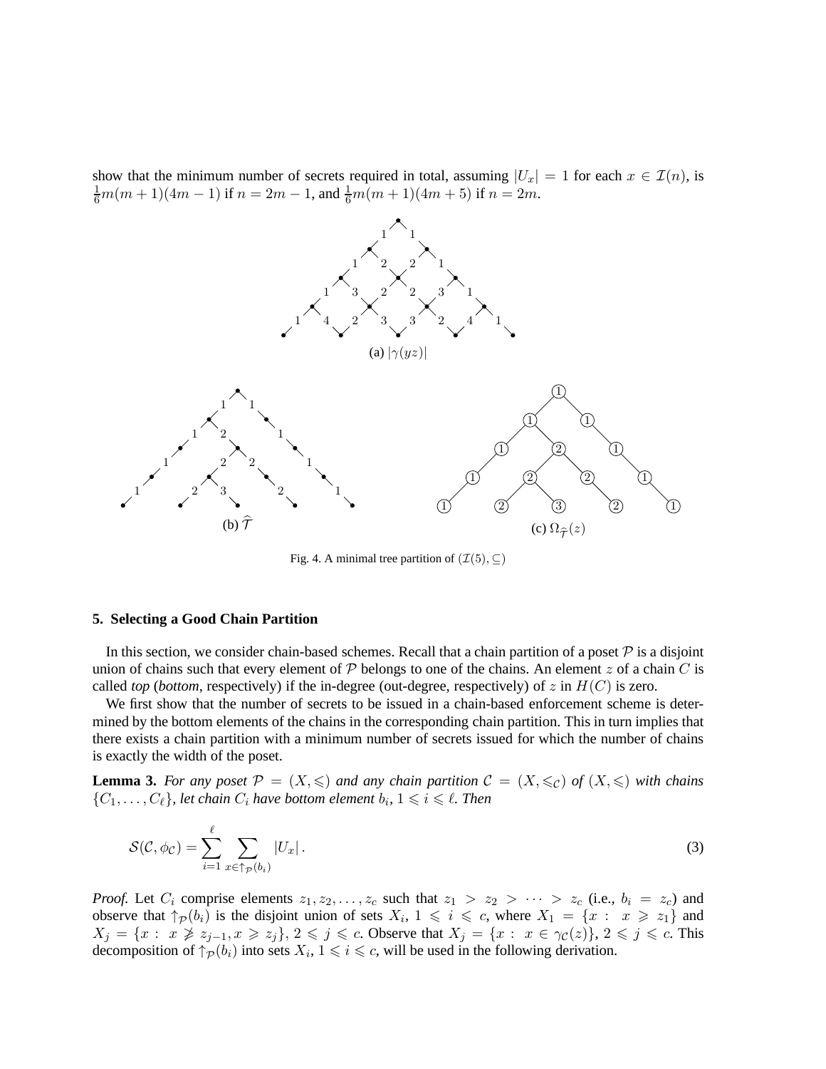show that the minimum number of secrets required in total, assuming $|U_x| = 1$ for each $x \in \mathcal{I}(n)$, is $\frac{1}{6}m(m+1)(4m-1)$ if $n = 2m-1$, and $\frac{1}{6}m(m+1)(4m+5)$ if $n = 2m$.

(a) $|\gamma(yz)|$

(b) $\widehat{\mathcal{T}}$

(c) $\Omega_{\widehat{\mathcal{T}}}(z)$

Fig. 4. A minimal tree partition of $(\mathcal{I}(5), \subseteq)$

## 5. Selecting a Good Chain Partition

In this section, we consider chain-based schemes. Recall that a chain partition of a poset $\mathcal{P}$ is a disjoint union of chains such that every element of $\mathcal{P}$ belongs to one of the chains. An element $z$ of a chain $C$ is called *top* (*bottom*, respectively) if the in-degree (out-degree, respectively) of $z$ in $H(C)$ is zero.

We first show that the number of secrets to be issued in a chain-based enforcement scheme is determined by the bottom elements of the chains in the corresponding chain partition. This in turn implies that there exists a chain partition with a minimum number of secrets issued for which the number of chains is exactly the width of the poset.

**Lemma 3.** *For any poset $\mathcal{P} = (X, \leqslant)$ and any chain partition $\mathcal{C} = (X, \leqslant_{\mathcal{C}})$ of $(X, \leqslant)$ with chains $\{C_1, \ldots, C_\ell\}$, let chain $C_i$ have bottom element $b_i$, $1 \leqslant i \leqslant \ell$. Then*

$$\mathcal{S}(\mathcal{C}, \phi_{\mathcal{C}}) = \sum_{i=1}^{\ell} \sum_{x \in \uparrow_{\mathcal{P}}(b_i)} |U_x| \,. \tag{3}$$

*Proof.* Let $C_i$ comprise elements $z_1, z_2, \ldots, z_c$ such that $z_1 > z_2 > \cdots > z_c$ (i.e., $b_i = z_c$) and observe that $\uparrow_{\mathcal{P}}(b_i)$ is the disjoint union of sets $X_i$, $1 \leqslant i \leqslant c$, where $X_1 = \{x : \ x \geqslant z_1\}$ and $X_j = \{x : \ x \not\geqslant z_{j-1}, x \geqslant z_j\}$, $2 \leqslant j \leqslant c$. Observe that $X_j = \{x : \ x \in \gamma_{\mathcal{C}}(z)\}$, $2 \leqslant j \leqslant c$. This decomposition of $\uparrow_{\mathcal{P}}(b_i)$ into sets $X_i$, $1 \leqslant i \leqslant c$, will be used in the following derivation.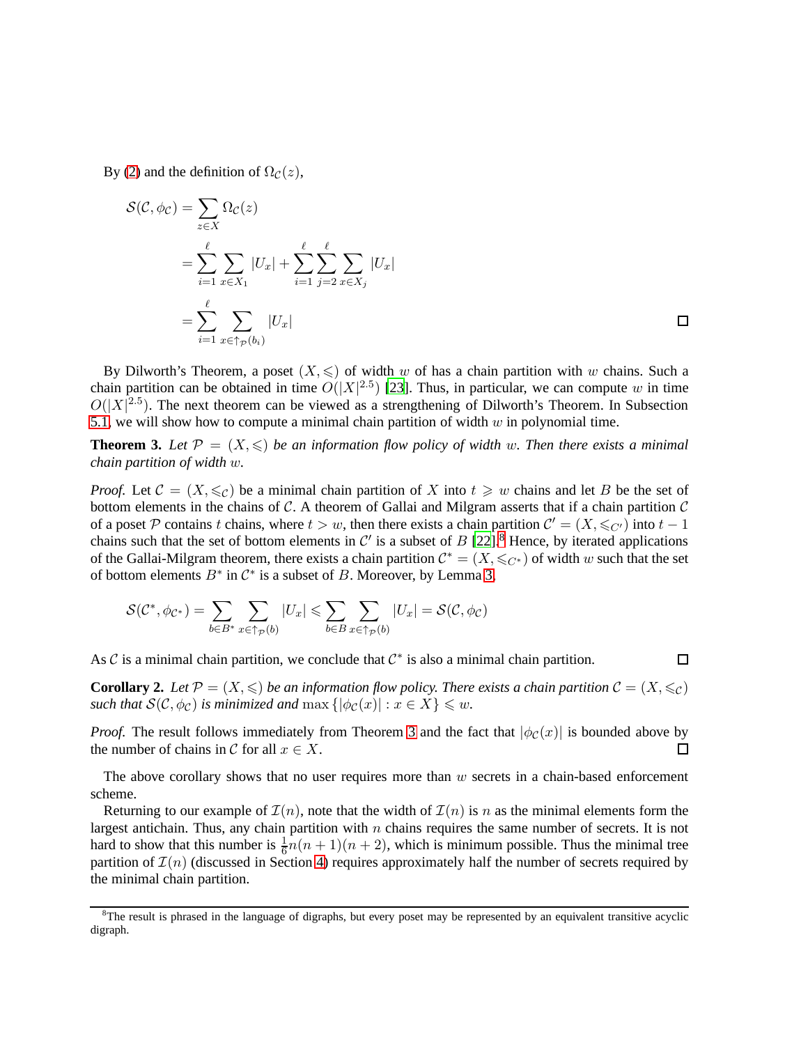By (2) and the definition of $\Omega_{\mathcal{C}}(z)$,

$$\begin{aligned}
\mathcal{S}(\mathcal{C}, \phi_{\mathcal{C}}) &= \sum_{z \in X} \Omega_{\mathcal{C}}(z) \\
&= \sum_{i=1}^{\ell} \sum_{x \in X_1} |U_x| + \sum_{i=1}^{\ell} \sum_{j=2}^{\ell} \sum_{x \in X_j} |U_x| \\
&= \sum_{i=1}^{\ell} \sum_{x \in \uparrow_{\mathcal{P}}(b_i)} |U_x|
\end{aligned}$$

□

By Dilworth's Theorem, a poset $(X, \leqslant)$ of width $w$ of has a chain partition with $w$ chains. Such a chain partition can be obtained in time $O(|X|^{2.5})$ [23]. Thus, in particular, we can compute $w$ in time $O(|X|^{2.5})$. The next theorem can be viewed as a strengthening of Dilworth's Theorem. In Subsection 5.1, we will show how to compute a minimal chain partition of width $w$ in polynomial time.

**Theorem 3.** *Let $\mathcal{P} = (X, \leqslant)$ be an information flow policy of width $w$. Then there exists a minimal chain partition of width $w$.*

*Proof.* Let $\mathcal{C} = (X, \leqslant_{\mathcal{C}})$ be a minimal chain partition of $X$ into $t \geqslant w$ chains and let $B$ be the set of bottom elements in the chains of $\mathcal{C}$. A theorem of Gallai and Milgram asserts that if a chain partition $\mathcal{C}$ of a poset $\mathcal{P}$ contains $t$ chains, where $t > w$, then there exists a chain partition $\mathcal{C}' = (X, \leqslant_{C'})$ into $t-1$ chains such that the set of bottom elements in $\mathcal{C}'$ is a subset of $B$ [22].[8] Hence, by iterated applications of the Gallai-Milgram theorem, there exists a chain partition $\mathcal{C}^* = (X, \leqslant_{C^*})$ of width $w$ such that the set of bottom elements $B^*$ in $\mathcal{C}^*$ is a subset of $B$. Moreover, by Lemma 3,

$$\mathcal{S}(\mathcal{C}^*, \phi_{\mathcal{C}^*}) = \sum_{b \in B^*} \sum_{x \in \uparrow_{\mathcal{P}}(b)} |U_x| \leqslant \sum_{b \in B} \sum_{x \in \uparrow_{\mathcal{P}}(b)} |U_x| = \mathcal{S}(\mathcal{C}, \phi_{\mathcal{C}})$$

As $\mathcal{C}$ is a minimal chain partition, we conclude that $\mathcal{C}^*$ is also a minimal chain partition. □

**Corollary 2.** *Let $\mathcal{P} = (X, \leqslant)$ be an information flow policy. There exists a chain partition $\mathcal{C} = (X, \leqslant_{\mathcal{C}})$ such that $\mathcal{S}(\mathcal{C}, \phi_{\mathcal{C}})$ is minimized and $\max\{|\phi_{\mathcal{C}}(x)| : x \in X\} \leqslant w$.*

*Proof.* The result follows immediately from Theorem 3 and the fact that $|\phi_{\mathcal{C}}(x)|$ is bounded above by the number of chains in $\mathcal{C}$ for all $x \in X$. □

The above corollary shows that no user requires more than $w$ secrets in a chain-based enforcement scheme.

Returning to our example of $\mathcal{I}(n)$, note that the width of $\mathcal{I}(n)$ is $n$ as the minimal elements form the largest antichain. Thus, any chain partition with $n$ chains requires the same number of secrets. It is not hard to show that this number is $\frac{1}{6}n(n+1)(n+2)$, which is minimum possible. Thus the minimal tree partition of $\mathcal{I}(n)$ (discussed in Section 4) requires approximately half the number of secrets required by the minimal chain partition.

[8] The result is phrased in the language of digraphs, but every poset may be represented by an equivalent transitive acyclic digraph.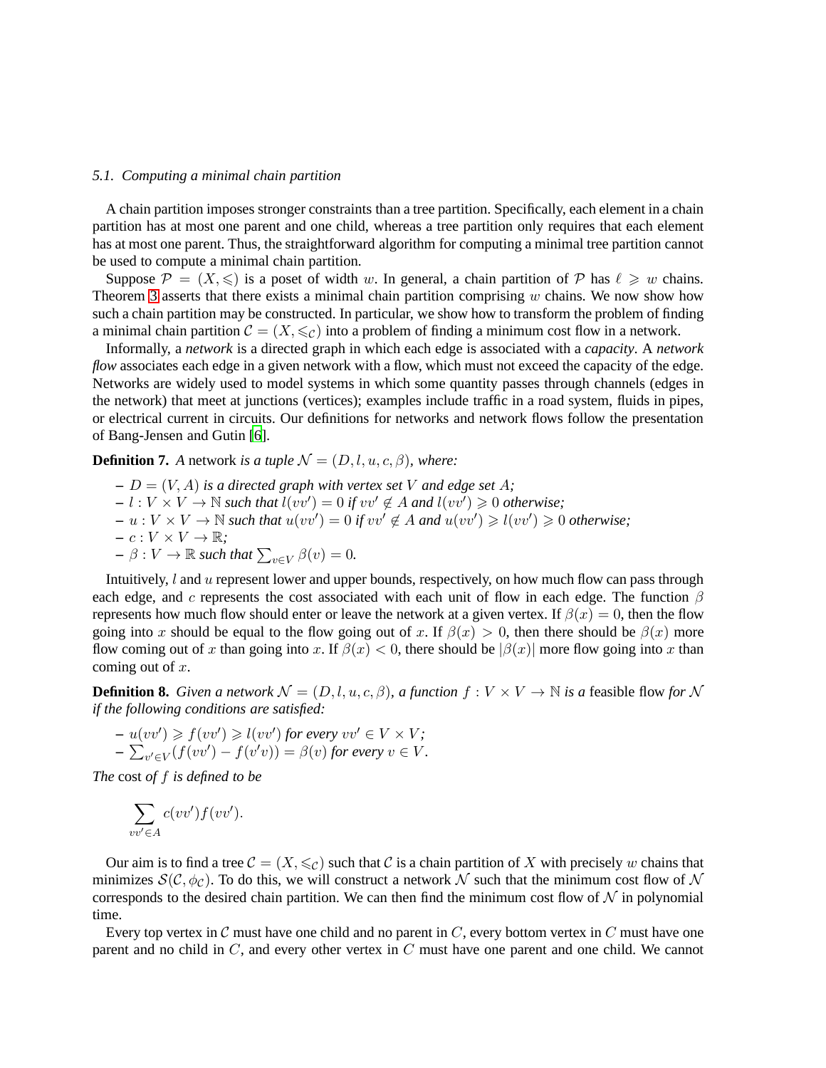### 5.1. Computing a minimal chain partition

A chain partition imposes stronger constraints than a tree partition. Specifically, each element in a chain partition has at most one parent and one child, whereas a tree partition only requires that each element has at most one parent. Thus, the straightforward algorithm for computing a minimal tree partition cannot be used to compute a minimal chain partition.

Suppose $\mathcal{P} = (X, \leqslant)$ is a poset of width $w$. In general, a chain partition of $\mathcal{P}$ has $\ell \geqslant w$ chains. Theorem 3 asserts that there exists a minimal chain partition comprising $w$ chains. We now show how such a chain partition may be constructed. In particular, we show how to transform the problem of finding a minimal chain partition $\mathcal{C} = (X, \leqslant_{\mathcal{C}})$ into a problem of finding a minimum cost flow in a network.

Informally, a *network* is a directed graph in which each edge is associated with a *capacity*. A *network flow* associates each edge in a given network with a flow, which must not exceed the capacity of the edge. Networks are widely used to model systems in which some quantity passes through channels (edges in the network) that meet at junctions (vertices); examples include traffic in a road system, fluids in pipes, or electrical current in circuits. Our definitions for networks and network flows follow the presentation of Bang-Jensen and Gutin [6].

**Definition 7.** *A* network *is a tuple $\mathcal{N} = (D, l, u, c, \beta)$, where:*

- *$D = (V, A)$ is a directed graph with vertex set $V$ and edge set $A$;*
- *$l : V \times V \to \mathbb{N}$ such that $l(vv') = 0$ if $vv' \notin A$ and $l(vv') \geqslant 0$ otherwise;*
- *$u : V \times V \to \mathbb{N}$ such that $u(vv') = 0$ if $vv' \notin A$ and $u(vv') \geqslant l(vv') \geqslant 0$ otherwise;*
- *$c : V \times V \to \mathbb{R}$;*
- *$\beta : V \to \mathbb{R}$ such that $\sum_{v \in V} \beta(v) = 0$.*

Intuitively, $l$ and $u$ represent lower and upper bounds, respectively, on how much flow can pass through each edge, and $c$ represents the cost associated with each unit of flow in each edge. The function $\beta$ represents how much flow should enter or leave the network at a given vertex. If $\beta(x) = 0$, then the flow going into $x$ should be equal to the flow going out of $x$. If $\beta(x) > 0$, then there should be $\beta(x)$ more flow coming out of $x$ than going into $x$. If $\beta(x) < 0$, there should be $|\beta(x)|$ more flow going into $x$ than coming out of $x$.

**Definition 8.** *Given a network $\mathcal{N} = (D, l, u, c, \beta)$, a function $f : V \times V \to \mathbb{N}$ is a* feasible flow *for $\mathcal{N}$ if the following conditions are satisfied:*

- *$u(vv') \geqslant f(vv') \geqslant l(vv')$ for every $vv' \in V \times V$;*
- *$\sum_{v' \in V}(f(vv') - f(v'v)) = \beta(v)$ for every $v \in V$.*

*The* cost *of $f$ is defined to be*

$$\sum_{vv' \in A} c(vv')f(vv').$$

Our aim is to find a tree $\mathcal{C} = (X, \leqslant_{\mathcal{C}})$ such that $\mathcal{C}$ is a chain partition of $X$ with precisely $w$ chains that minimizes $\mathcal{S}(\mathcal{C}, \phi_{\mathcal{C}})$. To do this, we will construct a network $\mathcal{N}$ such that the minimum cost flow of $\mathcal{N}$ corresponds to the desired chain partition. We can then find the minimum cost flow of $\mathcal{N}$ in polynomial time.

Every top vertex in $\mathcal{C}$ must have one child and no parent in $C$, every bottom vertex in $C$ must have one parent and no child in $C$, and every other vertex in $C$ must have one parent and one child. We cannot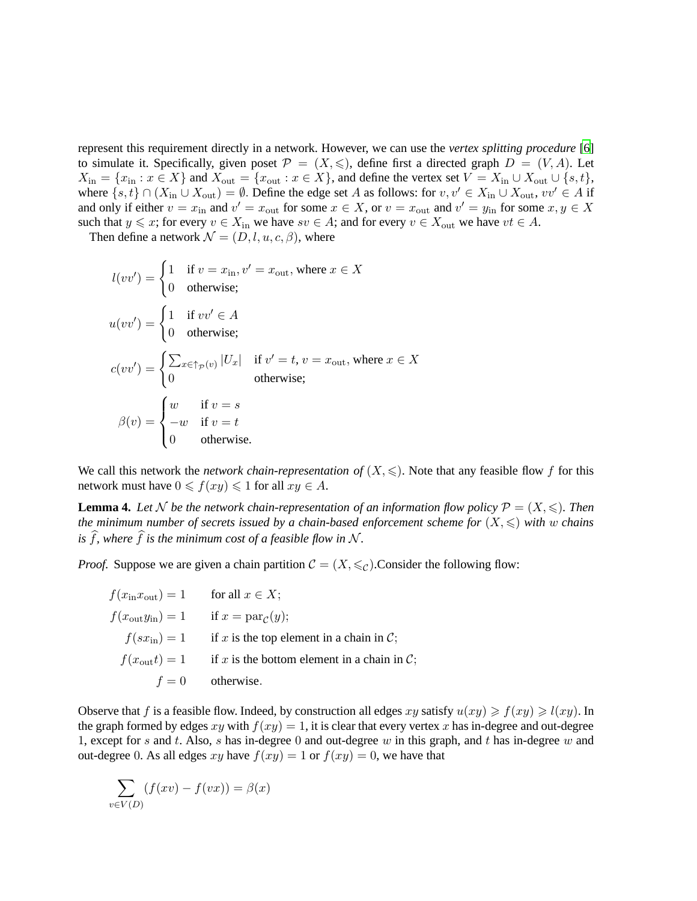represent this requirement directly in a network. However, we can use the *vertex splitting procedure* [6] to simulate it. Specifically, given poset $\mathcal{P} = (X, \leqslant)$, define first a directed graph $D = (V, A)$. Let $X_{\text{in}} = \{x_{\text{in}} : x \in X\}$ and $X_{\text{out}} = \{x_{\text{out}} : x \in X\}$, and define the vertex set $V = X_{\text{in}} \cup X_{\text{out}} \cup \{s, t\}$, where $\{s, t\} \cap (X_{\text{in}} \cup X_{\text{out}}) = \emptyset$. Define the edge set $A$ as follows: for $v, v' \in X_{\text{in}} \cup X_{\text{out}}$, $vv' \in A$ if and only if either $v = x_{\text{in}}$ and $v' = x_{\text{out}}$ for some $x \in X$, or $v = x_{\text{out}}$ and $v' = y_{\text{in}}$ for some $x, y \in X$ such that $y \leqslant x$; for every $v \in X_{\text{in}}$ we have $sv \in A$; and for every $v \in X_{\text{out}}$ we have $vt \in A$.

Then define a network $\mathcal{N} = (D, l, u, c, \beta)$, where

$$l(vv') = \begin{cases} 1 & \text{if } v = x_{\text{in}}, v' = x_{\text{out}}, \text{ where } x \in X \\ 0 & \text{otherwise;} \end{cases}$$

$$u(vv') = \begin{cases} 1 & \text{if } vv' \in A \\ 0 & \text{otherwise;} \end{cases}$$

$$c(vv') = \begin{cases} \sum_{x \in \uparrow_{\mathcal{P}}(v)} |U_x| & \text{if } v' = t, v = x_{\text{out}}, \text{ where } x \in X \\ 0 & \text{otherwise;} \end{cases}$$

$$\beta(v) = \begin{cases} w & \text{if } v = s \\ -w & \text{if } v = t \\ 0 & \text{otherwise.} \end{cases}$$

We call this network the *network chain-representation of* $(X, \leqslant)$. Note that any feasible flow $f$ for this network must have $0 \leqslant f(xy) \leqslant 1$ for all $xy \in A$.

**Lemma 4.** *Let $\mathcal{N}$ be the network chain-representation of an information flow policy $\mathcal{P} = (X, \leqslant)$. Then the minimum number of secrets issued by a chain-based enforcement scheme for $(X, \leqslant)$ with $w$ chains is $\widehat{f}$, where $\widehat{f}$ is the minimum cost of a feasible flow in $\mathcal{N}$.*

*Proof.* Suppose we are given a chain partition $\mathcal{C} = (X, \leqslant_{\mathcal{C}})$.Consider the following flow:

$$\begin{aligned}
f(x_{\text{in}}x_{\text{out}}) &= 1 && \text{for all } x \in X; \\
f(x_{\text{out}}y_{\text{in}}) &= 1 && \text{if } x = \text{par}_{\mathcal{C}}(y); \\
f(sx_{\text{in}}) &= 1 && \text{if } x \text{ is the top element in a chain in } \mathcal{C}; \\
f(x_{\text{out}}t) &= 1 && \text{if } x \text{ is the bottom element in a chain in } \mathcal{C}; \\
f &= 0 && \text{otherwise.}
\end{aligned}$$

Observe that $f$ is a feasible flow. Indeed, by construction all edges $xy$ satisfy $u(xy) \geqslant f(xy) \geqslant l(xy)$. In the graph formed by edges $xy$ with $f(xy) = 1$, it is clear that every vertex $x$ has in-degree and out-degree 1, except for $s$ and $t$. Also, $s$ has in-degree 0 and out-degree $w$ in this graph, and $t$ has in-degree $w$ and out-degree 0. As all edges $xy$ have $f(xy) = 1$ or $f(xy) = 0$, we have that

$$\sum_{v \in V(D)} (f(xv) - f(vx)) = \beta(x)$$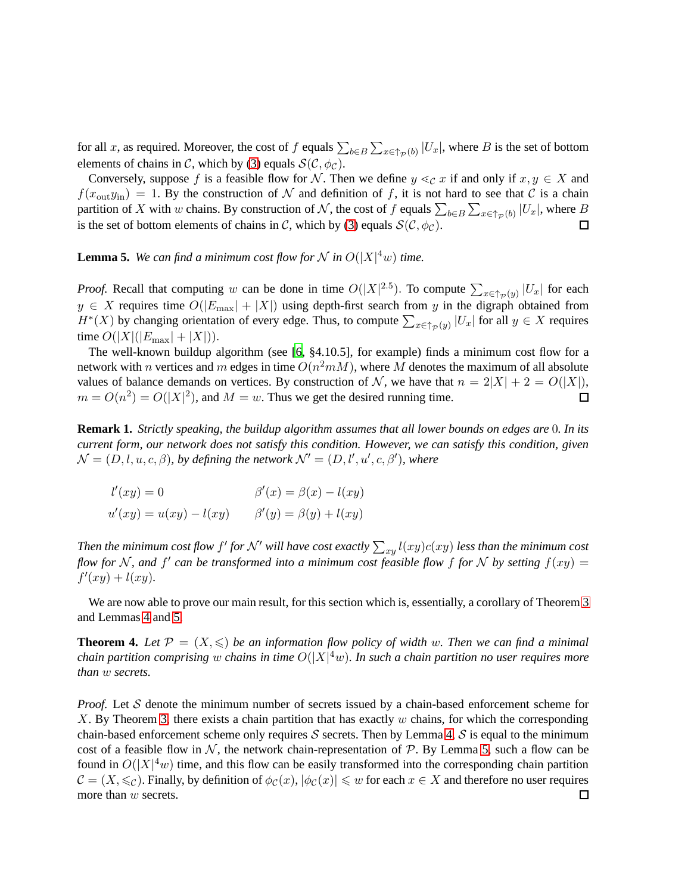for all $x$, as required. Moreover, the cost of $f$ equals $\sum_{b \in B} \sum_{x \in \uparrow_{\mathcal{P}}(b)} |U_x|$, where $B$ is the set of bottom elements of chains in $\mathcal{C}$, which by (3) equals $\mathcal{S}(\mathcal{C}, \phi_{\mathcal{C}})$.

Conversely, suppose $f$ is a feasible flow for $\mathcal{N}$. Then we define $y \lessdot_{\mathcal{C}} x$ if and only if $x, y \in X$ and $f(x_{\text{out}} y_{\text{in}}) = 1$. By the construction of $\mathcal{N}$ and definition of $f$, it is not hard to see that $\mathcal{C}$ is a chain partition of $X$ with $w$ chains. By construction of $\mathcal{N}$, the cost of $f$ equals $\sum_{b \in B} \sum_{x \in \uparrow_{\mathcal{P}}(b)} |U_x|$, where $B$ is the set of bottom elements of chains in $\mathcal{C}$, which by (3) equals $\mathcal{S}(\mathcal{C}, \phi_{\mathcal{C}})$. □

**Lemma 5.** *We can find a minimum cost flow for $\mathcal{N}$ in $O(|X|^4 w)$ time.*

*Proof.* Recall that computing $w$ can be done in time $O(|X|^{2.5})$. To compute $\sum_{x \in \uparrow_{\mathcal{P}}(y)} |U_x|$ for each $y \in X$ requires time $O(|E_{\max}| + |X|)$ using depth-first search from $y$ in the digraph obtained from $H^*(X)$ by changing orientation of every edge. Thus, to compute $\sum_{x \in \uparrow_{\mathcal{P}}(y)} |U_x|$ for all $y \in X$ requires time $O(|X|(|E_{\max}| + |X|))$.

The well-known buildup algorithm (see [6, §4.10.5], for example) finds a minimum cost flow for a network with $n$ vertices and $m$ edges in time $O(n^2 m M)$, where $M$ denotes the maximum of all absolute values of balance demands on vertices. By construction of $\mathcal{N}$, we have that $n = 2|X| + 2 = O(|X|)$, $m = O(n^2) = O(|X|^2)$, and $M = w$. Thus we get the desired running time. □

**Remark 1.** *Strictly speaking, the buildup algorithm assumes that all lower bounds on edges are 0. In its current form, our network does not satisfy this condition. However, we can satisfy this condition, given $\mathcal{N} = (D, l, u, c, \beta)$, by defining the network $\mathcal{N}' = (D, l', u', c, \beta')$, where*

$$
\begin{aligned}
l'(xy) &= 0 & \beta'(x) &= \beta(x) - l(xy) \\
u'(xy) &= u(xy) - l(xy) & \beta'(y) &= \beta(y) + l(xy)
\end{aligned}
$$

*Then the minimum cost flow $f'$ for $\mathcal{N}'$ will have cost exactly $\sum_{xy} l(xy)c(xy)$ less than the minimum cost flow for $\mathcal{N}$, and $f'$ can be transformed into a minimum cost feasible flow $f$ for $\mathcal{N}$ by setting $f(xy) = f'(xy) + l(xy)$.*

We are now able to prove our main result, for this section which is, essentially, a corollary of Theorem 3 and Lemmas 4 and 5.

**Theorem 4.** *Let $\mathcal{P} = (X, \leqslant)$ be an information flow policy of width $w$. Then we can find a minimal chain partition comprising $w$ chains in time $O(|X|^4 w)$. In such a chain partition no user requires more than $w$ secrets.*

*Proof.* Let $\mathcal{S}$ denote the minimum number of secrets issued by a chain-based enforcement scheme for $X$. By Theorem 3, there exists a chain partition that has exactly $w$ chains, for which the corresponding chain-based enforcement scheme only requires $\mathcal{S}$ secrets. Then by Lemma 4, $\mathcal{S}$ is equal to the minimum cost of a feasible flow in $\mathcal{N}$, the network chain-representation of $\mathcal{P}$. By Lemma 5, such a flow can be found in $O(|X|^4 w)$ time, and this flow can be easily transformed into the corresponding chain partition $\mathcal{C} = (X, \leqslant_{\mathcal{C}})$. Finally, by definition of $\phi_{\mathcal{C}}(x)$, $|\phi_{\mathcal{C}}(x)| \leqslant w$ for each $x \in X$ and therefore no user requires more than $w$ secrets. □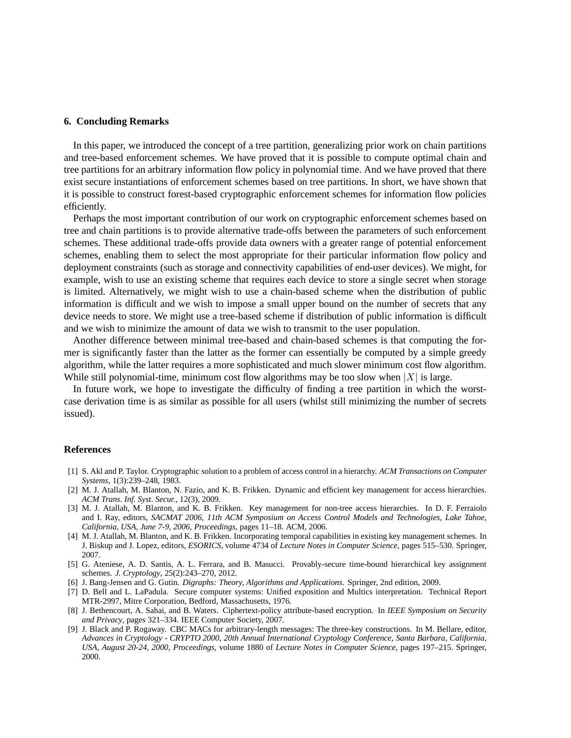## 6. Concluding Remarks

In this paper, we introduced the concept of a tree partition, generalizing prior work on chain partitions and tree-based enforcement schemes. We have proved that it is possible to compute optimal chain and tree partitions for an arbitrary information flow policy in polynomial time. And we have proved that there exist secure instantiations of enforcement schemes based on tree partitions. In short, we have shown that it is possible to construct forest-based cryptographic enforcement schemes for information flow policies efficiently.

Perhaps the most important contribution of our work on cryptographic enforcement schemes based on tree and chain partitions is to provide alternative trade-offs between the parameters of such enforcement schemes. These additional trade-offs provide data owners with a greater range of potential enforcement schemes, enabling them to select the most appropriate for their particular information flow policy and deployment constraints (such as storage and connectivity capabilities of end-user devices). We might, for example, wish to use an existing scheme that requires each device to store a single secret when storage is limited. Alternatively, we might wish to use a chain-based scheme when the distribution of public information is difficult and we wish to impose a small upper bound on the number of secrets that any device needs to store. We might use a tree-based scheme if distribution of public information is difficult and we wish to minimize the amount of data we wish to transmit to the user population.

Another difference between minimal tree-based and chain-based schemes is that computing the former is significantly faster than the latter as the former can essentially be computed by a simple greedy algorithm, while the latter requires a more sophisticated and much slower minimum cost flow algorithm. While still polynomial-time, minimum cost flow algorithms may be too slow when $|X|$ is large.

In future work, we hope to investigate the difficulty of finding a tree partition in which the worst-case derivation time is as similar as possible for all users (whilst still minimizing the number of secrets issued).

## References

[1] S. Akl and P. Taylor. Cryptographic solution to a problem of access control in a hierarchy. *ACM Transactions on Computer Systems*, 1(3):239–248, 1983.

[2] M. J. Atallah, M. Blanton, N. Fazio, and K. B. Frikken. Dynamic and efficient key management for access hierarchies. *ACM Trans. Inf. Syst. Secur.*, 12(3), 2009.

[3] M. J. Atallah, M. Blanton, and K. B. Frikken. Key management for non-tree access hierarchies. In D. F. Ferraiolo and I. Ray, editors, *SACMAT 2006, 11th ACM Symposium on Access Control Models and Technologies, Lake Tahoe, California, USA, June 7-9, 2006, Proceedings*, pages 11–18. ACM, 2006.

[4] M. J. Atallah, M. Blanton, and K. B. Frikken. Incorporating temporal capabilities in existing key management schemes. In J. Biskup and J. Lopez, editors, *ESORICS*, volume 4734 of *Lecture Notes in Computer Science*, pages 515–530. Springer, 2007.

[5] G. Ateniese, A. D. Santis, A. L. Ferrara, and B. Masucci. Provably-secure time-bound hierarchical key assignment schemes. *J. Cryptology*, 25(2):243–270, 2012.

[6] J. Bang-Jensen and G. Gutin. *Digraphs: Theory, Algorithms and Applications.* Springer, 2nd edition, 2009.

[7] D. Bell and L. LaPadula. Secure computer systems: Unified exposition and Multics interpretation. Technical Report MTR-2997, Mitre Corporation, Bedford, Massachusetts, 1976.

[8] J. Bethencourt, A. Sahai, and B. Waters. Ciphertext-policy attribute-based encryption. In *IEEE Symposium on Security and Privacy*, pages 321–334. IEEE Computer Society, 2007.

[9] J. Black and P. Rogaway. CBC MACs for arbitrary-length messages: The three-key constructions. In M. Bellare, editor, *Advances in Cryptology - CRYPTO 2000, 20th Annual International Cryptology Conference, Santa Barbara, California, USA, August 20-24, 2000, Proceedings*, volume 1880 of *Lecture Notes in Computer Science*, pages 197–215. Springer, 2000.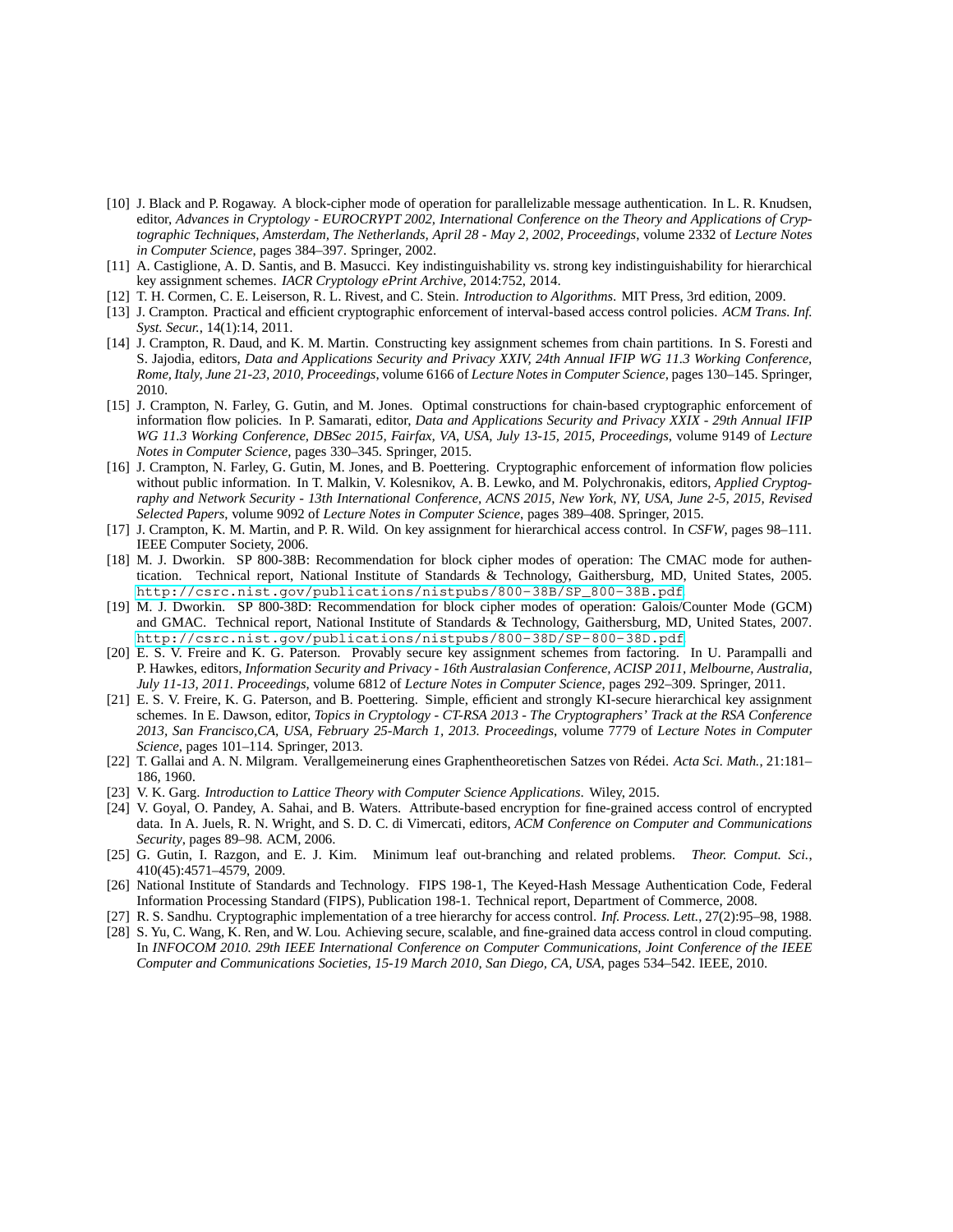- [10] J. Black and P. Rogaway. A block-cipher mode of operation for parallelizable message authentication. In L. R. Knudsen, editor, *Advances in Cryptology - EUROCRYPT 2002, International Conference on the Theory and Applications of Cryptographic Techniques, Amsterdam, The Netherlands, April 28 - May 2, 2002, Proceedings*, volume 2332 of *Lecture Notes in Computer Science*, pages 384–397. Springer, 2002.
- [11] A. Castiglione, A. D. Santis, and B. Masucci. Key indistinguishability vs. strong key indistinguishability for hierarchical key assignment schemes. *IACR Cryptology ePrint Archive*, 2014:752, 2014.
- [12] T. H. Cormen, C. E. Leiserson, R. L. Rivest, and C. Stein. *Introduction to Algorithms*. MIT Press, 3rd edition, 2009.
- [13] J. Crampton. Practical and efficient cryptographic enforcement of interval-based access control policies. *ACM Trans. Inf. Syst. Secur.*, 14(1):14, 2011.
- [14] J. Crampton, R. Daud, and K. M. Martin. Constructing key assignment schemes from chain partitions. In S. Foresti and S. Jajodia, editors, *Data and Applications Security and Privacy XXIV, 24th Annual IFIP WG 11.3 Working Conference, Rome, Italy, June 21-23, 2010, Proceedings*, volume 6166 of *Lecture Notes in Computer Science*, pages 130–145. Springer, 2010.
- [15] J. Crampton, N. Farley, G. Gutin, and M. Jones. Optimal constructions for chain-based cryptographic enforcement of information flow policies. In P. Samarati, editor, *Data and Applications Security and Privacy XXIX - 29th Annual IFIP WG 11.3 Working Conference, DBSec 2015, Fairfax, VA, USA, July 13-15, 2015, Proceedings*, volume 9149 of *Lecture Notes in Computer Science*, pages 330–345. Springer, 2015.
- [16] J. Crampton, N. Farley, G. Gutin, M. Jones, and B. Poettering. Cryptographic enforcement of information flow policies without public information. In T. Malkin, V. Kolesnikov, A. B. Lewko, and M. Polychronakis, editors, *Applied Cryptography and Network Security - 13th International Conference, ACNS 2015, New York, NY, USA, June 2-5, 2015, Revised Selected Papers*, volume 9092 of *Lecture Notes in Computer Science*, pages 389–408. Springer, 2015.
- [17] J. Crampton, K. M. Martin, and P. R. Wild. On key assignment for hierarchical access control. In *CSFW*, pages 98–111. IEEE Computer Society, 2006.
- [18] M. J. Dworkin. SP 800-38B: Recommendation for block cipher modes of operation: The CMAC mode for authentication. Technical report, National Institute of Standards & Technology, Gaithersburg, MD, United States, 2005. http://csrc.nist.gov/publications/nistpubs/800-38B/SP_800-38B.pdf
- [19] M. J. Dworkin. SP 800-38D: Recommendation for block cipher modes of operation: Galois/Counter Mode (GCM) and GMAC. Technical report, National Institute of Standards & Technology, Gaithersburg, MD, United States, 2007. http://csrc.nist.gov/publications/nistpubs/800-38D/SP-800-38D.pdf
- [20] E. S. V. Freire and K. G. Paterson. Provably secure key assignment schemes from factoring. In U. Parampalli and P. Hawkes, editors, *Information Security and Privacy - 16th Australasian Conference, ACISP 2011, Melbourne, Australia, July 11-13, 2011. Proceedings*, volume 6812 of *Lecture Notes in Computer Science*, pages 292–309. Springer, 2011.
- [21] E. S. V. Freire, K. G. Paterson, and B. Poettering. Simple, efficient and strongly KI-secure hierarchical key assignment schemes. In E. Dawson, editor, *Topics in Cryptology - CT-RSA 2013 - The Cryptographers' Track at the RSA Conference 2013, San Francisco,CA, USA, February 25-March 1, 2013. Proceedings*, volume 7779 of *Lecture Notes in Computer Science*, pages 101–114. Springer, 2013.
- [22] T. Gallai and A. N. Milgram. Verallgemeinerung eines Graphentheoretischen Satzes von Rédei. *Acta Sci. Math.*, 21:181–186, 1960.
- [23] V. K. Garg. *Introduction to Lattice Theory with Computer Science Applications*. Wiley, 2015.
- [24] V. Goyal, O. Pandey, A. Sahai, and B. Waters. Attribute-based encryption for fine-grained access control of encrypted data. In A. Juels, R. N. Wright, and S. D. C. di Vimercati, editors, *ACM Conference on Computer and Communications Security*, pages 89–98. ACM, 2006.
- [25] G. Gutin, I. Razgon, and E. J. Kim. Minimum leaf out-branching and related problems. *Theor. Comput. Sci.*, 410(45):4571–4579, 2009.
- [26] National Institute of Standards and Technology. FIPS 198-1, The Keyed-Hash Message Authentication Code, Federal Information Processing Standard (FIPS), Publication 198-1. Technical report, Department of Commerce, 2008.
- [27] R. S. Sandhu. Cryptographic implementation of a tree hierarchy for access control. *Inf. Process. Lett.*, 27(2):95–98, 1988.
- [28] S. Yu, C. Wang, K. Ren, and W. Lou. Achieving secure, scalable, and fine-grained data access control in cloud computing. In *INFOCOM 2010. 29th IEEE International Conference on Computer Communications, Joint Conference of the IEEE Computer and Communications Societies, 15-19 March 2010, San Diego, CA, USA*, pages 534–542. IEEE, 2010.